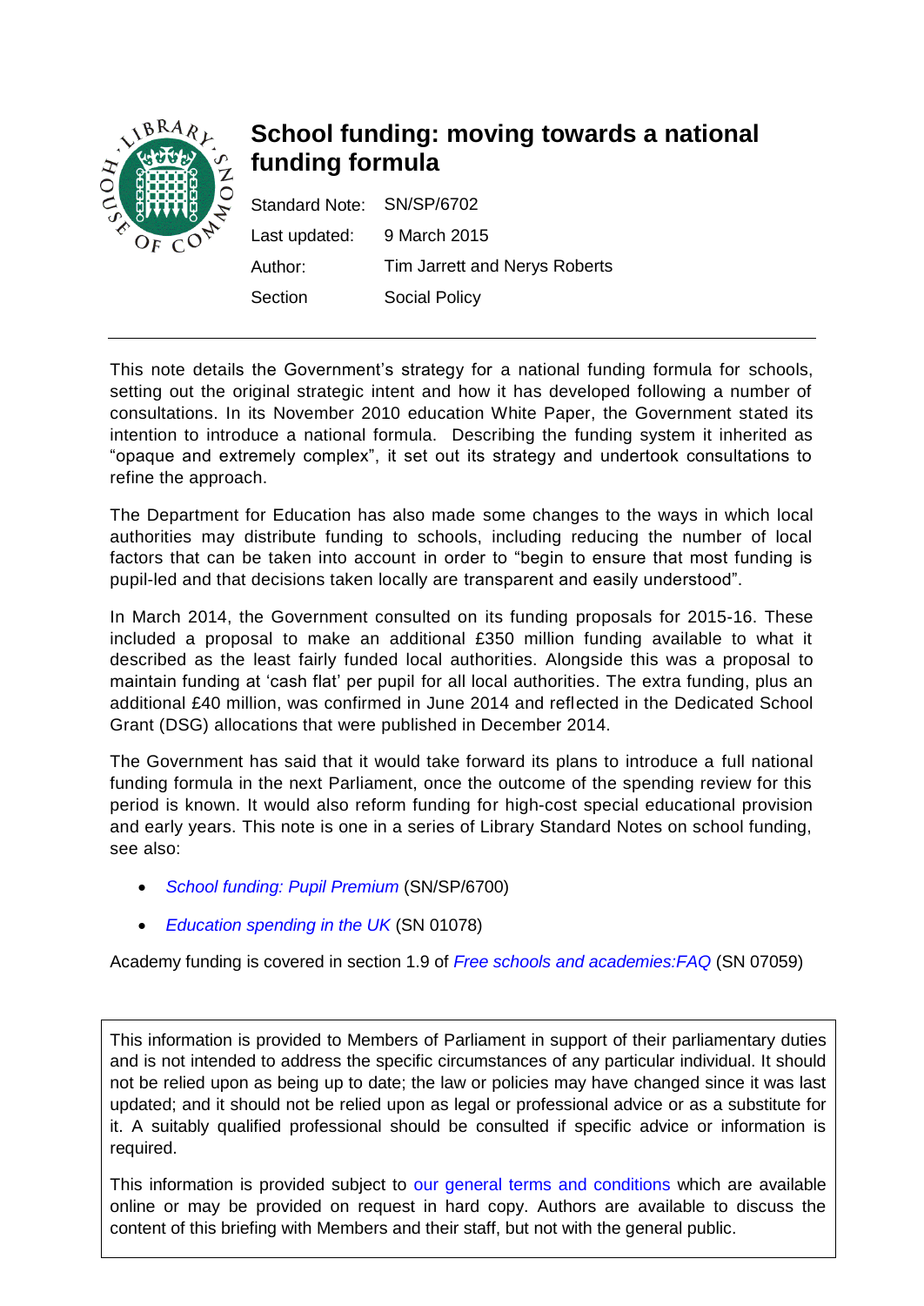# School funding: moving towards a national funding formula

| | |
|---|---|
| Standard Note: | SN/SP/6702 |
| Last updated: | 9 March 2015 |
| Author: | Tim Jarrett and Nerys Roberts |
| Section | Social Policy |

This note details the Government's strategy for a national funding formula for schools, setting out the original strategic intent and how it has developed following a number of consultations. In its November 2010 education White Paper, the Government stated its intention to introduce a national formula. Describing the funding system it inherited as "opaque and extremely complex", it set out its strategy and undertook consultations to refine the approach.

The Department for Education has also made some changes to the ways in which local authorities may distribute funding to schools, including reducing the number of local factors that can be taken into account in order to "begin to ensure that most funding is pupil-led and that decisions taken locally are transparent and easily understood".

In March 2014, the Government consulted on its funding proposals for 2015-16. These included a proposal to make an additional £350 million funding available to what it described as the least fairly funded local authorities. Alongside this was a proposal to maintain funding at 'cash flat' per pupil for all local authorities. The extra funding, plus an additional £40 million, was confirmed in June 2014 and reflected in the Dedicated School Grant (DSG) allocations that were published in December 2014.

The Government has said that it would take forward its plans to introduce a full national funding formula in the next Parliament, once the outcome of the spending review for this period is known. It would also reform funding for high-cost special educational provision and early years. This note is one in a series of Library Standard Notes on school funding, see also:

- *School funding: Pupil Premium* (SN/SP/6700)
- *Education spending in the UK* (SN 01078)

Academy funding is covered in section 1.9 of *Free schools and academies:FAQ* (SN 07059)

This information is provided to Members of Parliament in support of their parliamentary duties and is not intended to address the specific circumstances of any particular individual. It should not be relied upon as being up to date; the law or policies may have changed since it was last updated; and it should not be relied upon as legal or professional advice or as a substitute for it. A suitably qualified professional should be consulted if specific advice or information is required.

This information is provided subject to our general terms and conditions which are available online or may be provided on request in hard copy. Authors are available to discuss the content of this briefing with Members and their staff, but not with the general public.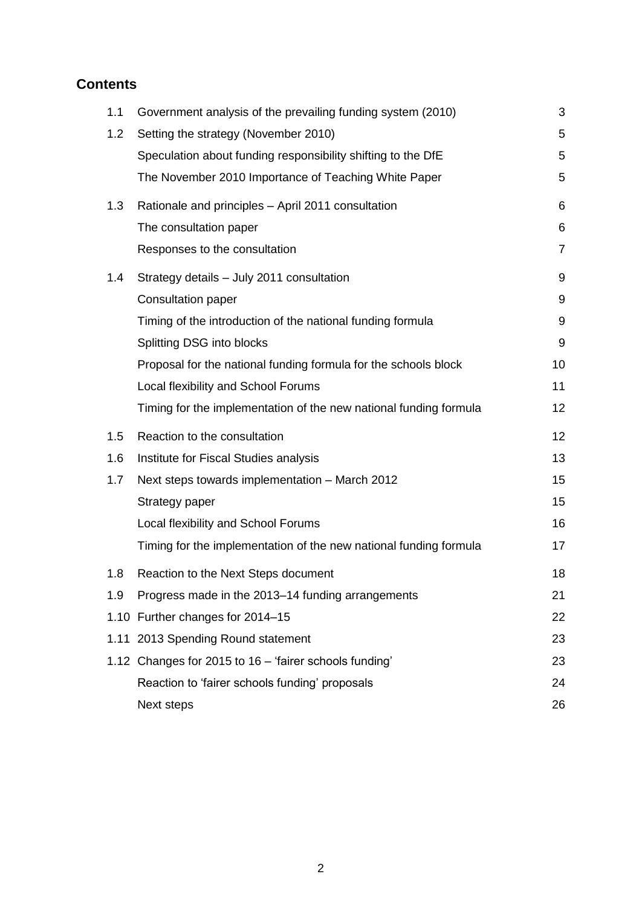## Contents

| | | |
|---|---|---|
| 1.1 | Government analysis of the prevailing funding system (2010) | 3 |
| 1.2 | Setting the strategy (November 2010) | 5 |
| | Speculation about funding responsibility shifting to the DfE | 5 |
| | The November 2010 Importance of Teaching White Paper | 5 |
| 1.3 | Rationale and principles – April 2011 consultation | 6 |
| | The consultation paper | 6 |
| | Responses to the consultation | 7 |
| 1.4 | Strategy details – July 2011 consultation | 9 |
| | Consultation paper | 9 |
| | Timing of the introduction of the national funding formula | 9 |
| | Splitting DSG into blocks | 9 |
| | Proposal for the national funding formula for the schools block | 10 |
| | Local flexibility and School Forums | 11 |
| | Timing for the implementation of the new national funding formula | 12 |
| 1.5 | Reaction to the consultation | 12 |
| 1.6 | Institute for Fiscal Studies analysis | 13 |
| 1.7 | Next steps towards implementation – March 2012 | 15 |
| | Strategy paper | 15 |
| | Local flexibility and School Forums | 16 |
| | Timing for the implementation of the new national funding formula | 17 |
| 1.8 | Reaction to the Next Steps document | 18 |
| 1.9 | Progress made in the 2013–14 funding arrangements | 21 |
| 1.10 | Further changes for 2014–15 | 22 |
| 1.11 | 2013 Spending Round statement | 23 |
| 1.12 | Changes for 2015 to 16 – 'fairer schools funding' | 23 |
| | Reaction to 'fairer schools funding' proposals | 24 |
| | Next steps | 26 |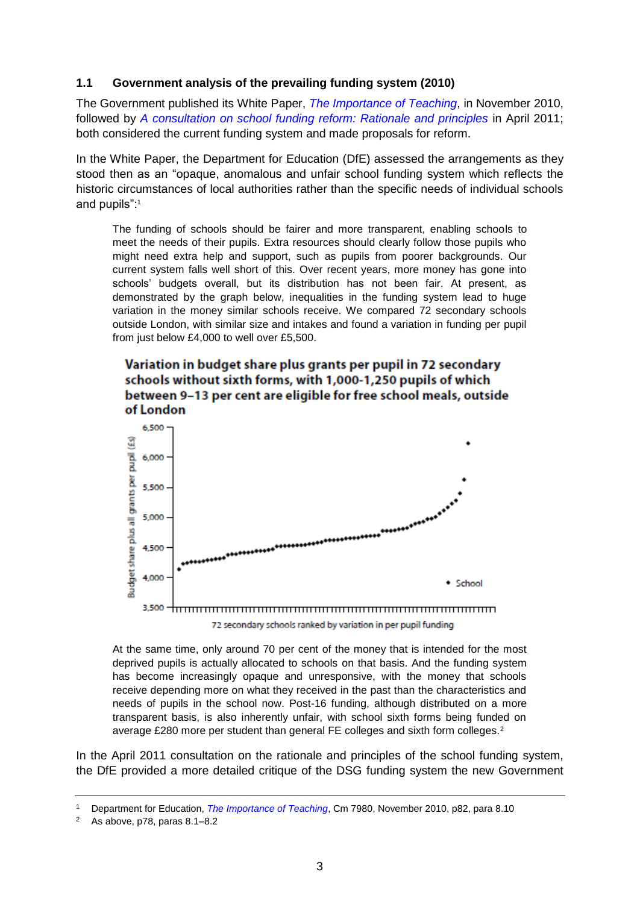### 1.1 Government analysis of the prevailing funding system (2010)

The Government published its White Paper, *The Importance of Teaching*, in November 2010, followed by *A consultation on school funding reform: Rationale and principles* in April 2011; both considered the current funding system and made proposals for reform.

In the White Paper, the Department for Education (DfE) assessed the arrangements as they stood then as an "opaque, anomalous and unfair school funding system which reflects the historic circumstances of local authorities rather than the specific needs of individual schools and pupils":[1]

> The funding of schools should be fairer and more transparent, enabling schools to meet the needs of their pupils. Extra resources should clearly follow those pupils who might need extra help and support, such as pupils from poorer backgrounds. Our current system falls well short of this. Over recent years, more money has gone into schools' budgets overall, but its distribution has not been fair. At present, as demonstrated by the graph below, inequalities in the funding system lead to huge variation in the money similar schools receive. We compared 72 secondary schools outside London, with similar size and intakes and found a variation in funding per pupil from just below £4,000 to well over £5,500.
>
> **Variation in budget share plus grants per pupil in 72 secondary schools without sixth forms, with 1,000-1,250 pupils of which between 9–13 per cent are eligible for free school meals, outside of London**
>
> At the same time, only around 70 per cent of the money that is intended for the most deprived pupils is actually allocated to schools on that basis. And the funding system has become increasingly opaque and unresponsive, with the money that schools receive depending more on what they received in the past than the characteristics and needs of pupils in the school now. Post-16 funding, although distributed on a more transparent basis, is also inherently unfair, with school sixth forms being funded on average £280 more per student than general FE colleges and sixth form colleges.[2]

In the April 2011 consultation on the rationale and principles of the school funding system, the DfE provided a more detailed critique of the DSG funding system the new Government

---

[1] Department for Education, *The Importance of Teaching*, Cm 7980, November 2010, p82, para 8.10

[2] As above, p78, paras 8.1–8.2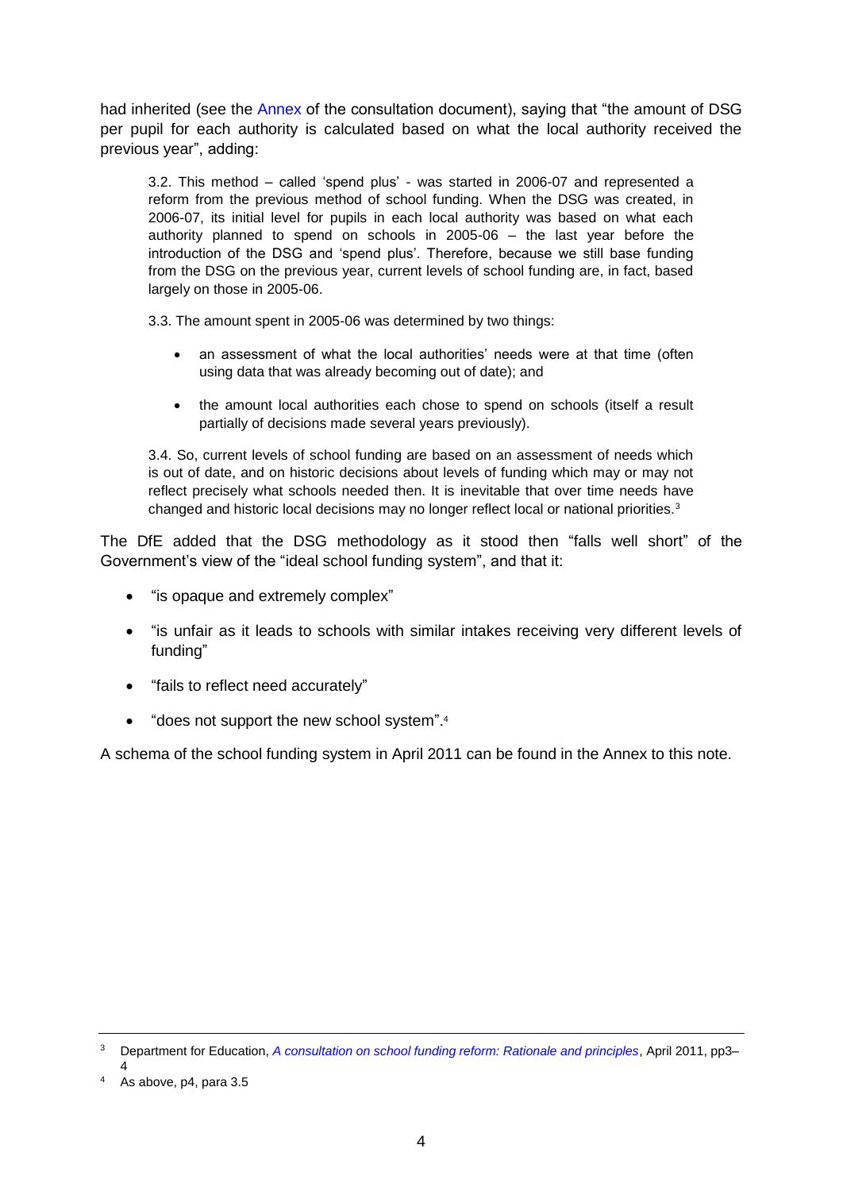had inherited (see the Annex of the consultation document), saying that "the amount of DSG per pupil for each authority is calculated based on what the local authority received the previous year", adding:

> 3.2. This method – called 'spend plus' - was started in 2006-07 and represented a reform from the previous method of school funding. When the DSG was created, in 2006-07, its initial level for pupils in each local authority was based on what each authority planned to spend on schools in 2005-06 – the last year before the introduction of the DSG and 'spend plus'. Therefore, because we still base funding from the DSG on the previous year, current levels of school funding are, in fact, based largely on those in 2005-06.
>
> 3.3. The amount spent in 2005-06 was determined by two things:
>
> - an assessment of what the local authorities' needs were at that time (often using data that was already becoming out of date); and
> - the amount local authorities each chose to spend on schools (itself a result partially of decisions made several years previously).
>
> 3.4. So, current levels of school funding are based on an assessment of needs which is out of date, and on historic decisions about levels of funding which may or may not reflect precisely what schools needed then. It is inevitable that over time needs have changed and historic local decisions may no longer reflect local or national priorities.[3]

The DfE added that the DSG methodology as it stood then "falls well short" of the Government's view of the "ideal school funding system", and that it:

- "is opaque and extremely complex"
- "is unfair as it leads to schools with similar intakes receiving very different levels of funding"
- "fails to reflect need accurately"
- "does not support the new school system".[4]

A schema of the school funding system in April 2011 can be found in the Annex to this note.

---

[3] Department for Education, *A consultation on school funding reform: Rationale and principles*, April 2011, pp3–4

[4] As above, p4, para 3.5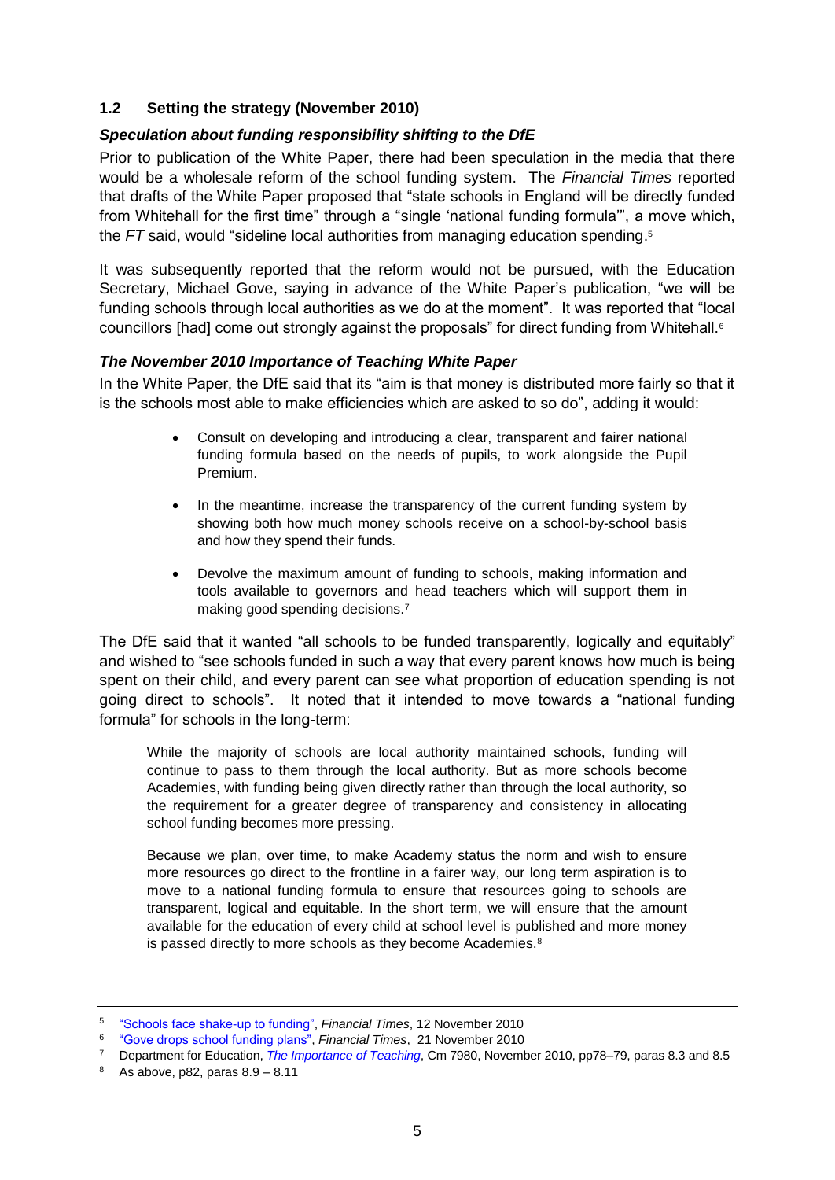## 1.2 Setting the strategy (November 2010)

### *Speculation about funding responsibility shifting to the DfE*

Prior to publication of the White Paper, there had been speculation in the media that there would be a wholesale reform of the school funding system. The *Financial Times* reported that drafts of the White Paper proposed that "state schools in England will be directly funded from Whitehall for the first time" through a "single 'national funding formula'", a move which, the *FT* said, would "sideline local authorities from managing education spending.[5]

It was subsequently reported that the reform would not be pursued, with the Education Secretary, Michael Gove, saying in advance of the White Paper's publication, "we will be funding schools through local authorities as we do at the moment". It was reported that "local councillors [had] come out strongly against the proposals" for direct funding from Whitehall.[6]

### *The November 2010 Importance of Teaching White Paper*

In the White Paper, the DfE said that its "aim is that money is distributed more fairly so that it is the schools most able to make efficiencies which are asked to so do", adding it would:

- Consult on developing and introducing a clear, transparent and fairer national funding formula based on the needs of pupils, to work alongside the Pupil Premium.
- In the meantime, increase the transparency of the current funding system by showing both how much money schools receive on a school-by-school basis and how they spend their funds.
- Devolve the maximum amount of funding to schools, making information and tools available to governors and head teachers which will support them in making good spending decisions.[7]

The DfE said that it wanted "all schools to be funded transparently, logically and equitably" and wished to "see schools funded in such a way that every parent knows how much is being spent on their child, and every parent can see what proportion of education spending is not going direct to schools". It noted that it intended to move towards a "national funding formula" for schools in the long-term:

> While the majority of schools are local authority maintained schools, funding will continue to pass to them through the local authority. But as more schools become Academies, with funding being given directly rather than through the local authority, so the requirement for a greater degree of transparency and consistency in allocating school funding becomes more pressing.
>
> Because we plan, over time, to make Academy status the norm and wish to ensure more resources go direct to the frontline in a fairer way, our long term aspiration is to move to a national funding formula to ensure that resources going to schools are transparent, logical and equitable. In the short term, we will ensure that the amount available for the education of every child at school level is published and more money is passed directly to more schools as they become Academies.[8]

---

[5] "Schools face shake-up to funding", *Financial Times*, 12 November 2010

[6] "Gove drops school funding plans", *Financial Times*, 21 November 2010

[7] Department for Education, *The Importance of Teaching*, Cm 7980, November 2010, pp78–79, paras 8.3 and 8.5

[8] As above, p82, paras 8.9 – 8.11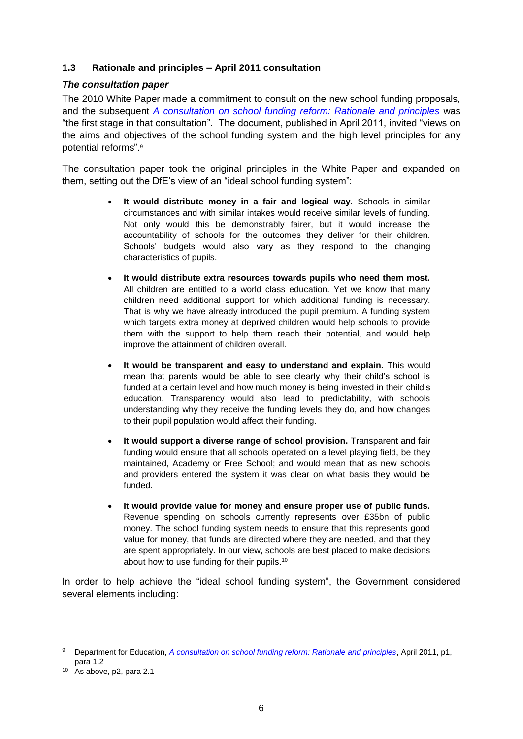## 1.3 Rationale and principles – April 2011 consultation

### *The consultation paper*

The 2010 White Paper made a commitment to consult on the new school funding proposals, and the subsequent *A consultation on school funding reform: Rationale and principles* was "the first stage in that consultation". The document, published in April 2011, invited "views on the aims and objectives of the school funding system and the high level principles for any potential reforms".[9]

The consultation paper took the original principles in the White Paper and expanded on them, setting out the DfE's view of an "ideal school funding system":

- **It would distribute money in a fair and logical way.** Schools in similar circumstances and with similar intakes would receive similar levels of funding. Not only would this be demonstrably fairer, but it would increase the accountability of schools for the outcomes they deliver for their children. Schools' budgets would also vary as they respond to the changing characteristics of pupils.
- **It would distribute extra resources towards pupils who need them most.** All children are entitled to a world class education. Yet we know that many children need additional support for which additional funding is necessary. That is why we have already introduced the pupil premium. A funding system which targets extra money at deprived children would help schools to provide them with the support to help them reach their potential, and would help improve the attainment of children overall.
- **It would be transparent and easy to understand and explain.** This would mean that parents would be able to see clearly why their child's school is funded at a certain level and how much money is being invested in their child's education. Transparency would also lead to predictability, with schools understanding why they receive the funding levels they do, and how changes to their pupil population would affect their funding.
- **It would support a diverse range of school provision.** Transparent and fair funding would ensure that all schools operated on a level playing field, be they maintained, Academy or Free School; and would mean that as new schools and providers entered the system it was clear on what basis they would be funded.
- **It would provide value for money and ensure proper use of public funds.** Revenue spending on schools currently represents over £35bn of public money. The school funding system needs to ensure that this represents good value for money, that funds are directed where they are needed, and that they are spent appropriately. In our view, schools are best placed to make decisions about how to use funding for their pupils.[10]

In order to help achieve the "ideal school funding system", the Government considered several elements including:

---

[9] Department for Education, *A consultation on school funding reform: Rationale and principles*, April 2011, p1, para 1.2

[10] As above, p2, para 2.1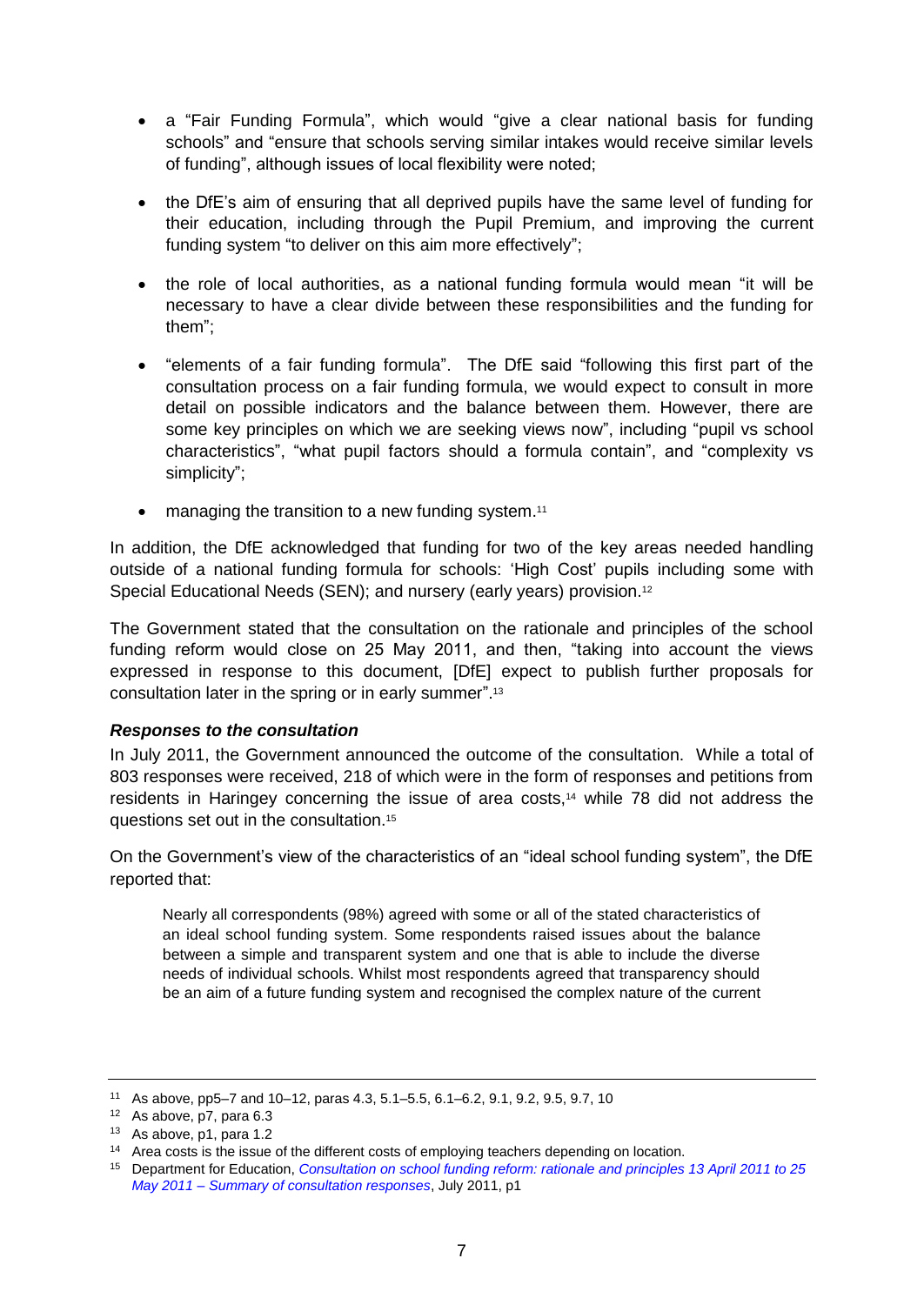- a "Fair Funding Formula", which would "give a clear national basis for funding schools" and "ensure that schools serving similar intakes would receive similar levels of funding", although issues of local flexibility were noted;
- the DfE's aim of ensuring that all deprived pupils have the same level of funding for their education, including through the Pupil Premium, and improving the current funding system "to deliver on this aim more effectively";
- the role of local authorities, as a national funding formula would mean "it will be necessary to have a clear divide between these responsibilities and the funding for them";
- "elements of a fair funding formula". The DfE said "following this first part of the consultation process on a fair funding formula, we would expect to consult in more detail on possible indicators and the balance between them. However, there are some key principles on which we are seeking views now", including "pupil vs school characteristics", "what pupil factors should a formula contain", and "complexity vs simplicity";
- managing the transition to a new funding system.[11]

In addition, the DfE acknowledged that funding for two of the key areas needed handling outside of a national funding formula for schools: 'High Cost' pupils including some with Special Educational Needs (SEN); and nursery (early years) provision.[12]

The Government stated that the consultation on the rationale and principles of the school funding reform would close on 25 May 2011, and then, "taking into account the views expressed in response to this document, [DfE] expect to publish further proposals for consultation later in the spring or in early summer".[13]

***Responses to the consultation***

In July 2011, the Government announced the outcome of the consultation. While a total of 803 responses were received, 218 of which were in the form of responses and petitions from residents in Haringey concerning the issue of area costs,[14] while 78 did not address the questions set out in the consultation.[15]

On the Government's view of the characteristics of an "ideal school funding system", the DfE reported that:

> Nearly all correspondents (98%) agreed with some or all of the stated characteristics of an ideal school funding system. Some respondents raised issues about the balance between a simple and transparent system and one that is able to include the diverse needs of individual schools. Whilst most respondents agreed that transparency should be an aim of a future funding system and recognised the complex nature of the current

---

[11] As above, pp5–7 and 10–12, paras 4.3, 5.1–5.5, 6.1–6.2, 9.1, 9.2, 9.5, 9.7, 10

[12] As above, p7, para 6.3

[13] As above, p1, para 1.2

[14] Area costs is the issue of the different costs of employing teachers depending on location.

[15] Department for Education, *Consultation on school funding reform: rationale and principles 13 April 2011 to 25 May 2011 – Summary of consultation responses*, July 2011, p1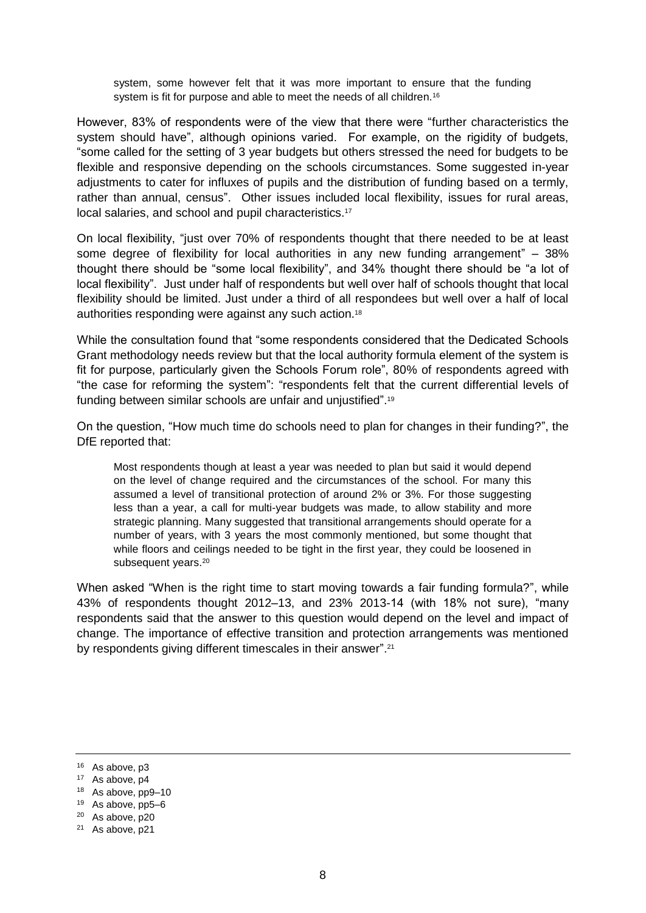> system, some however felt that it was more important to ensure that the funding system is fit for purpose and able to meet the needs of all children.[16]

However, 83% of respondents were of the view that there were "further characteristics the system should have", although opinions varied. For example, on the rigidity of budgets, "some called for the setting of 3 year budgets but others stressed the need for budgets to be flexible and responsive depending on the schools circumstances. Some suggested in-year adjustments to cater for influxes of pupils and the distribution of funding based on a termly, rather than annual, census". Other issues included local flexibility, issues for rural areas, local salaries, and school and pupil characteristics.[17]

On local flexibility, "just over 70% of respondents thought that there needed to be at least some degree of flexibility for local authorities in any new funding arrangement" – 38% thought there should be "some local flexibility", and 34% thought there should be "a lot of local flexibility". Just under half of respondents but well over half of schools thought that local flexibility should be limited. Just under a third of all respondees but well over a half of local authorities responding were against any such action.[18]

While the consultation found that "some respondents considered that the Dedicated Schools Grant methodology needs review but that the local authority formula element of the system is fit for purpose, particularly given the Schools Forum role", 80% of respondents agreed with "the case for reforming the system": "respondents felt that the current differential levels of funding between similar schools are unfair and unjustified".[19]

On the question, "How much time do schools need to plan for changes in their funding?", the DfE reported that:

> Most respondents though at least a year was needed to plan but said it would depend on the level of change required and the circumstances of the school. For many this assumed a level of transitional protection of around 2% or 3%. For those suggesting less than a year, a call for multi-year budgets was made, to allow stability and more strategic planning. Many suggested that transitional arrangements should operate for a number of years, with 3 years the most commonly mentioned, but some thought that while floors and ceilings needed to be tight in the first year, they could be loosened in subsequent years.[20]

When asked "When is the right time to start moving towards a fair funding formula?", while 43% of respondents thought 2012–13, and 23% 2013-14 (with 18% not sure), "many respondents said that the answer to this question would depend on the level and impact of change. The importance of effective transition and protection arrangements was mentioned by respondents giving different timescales in their answer".[21]

---

[16] As above, p3
[17] As above, p4
[18] As above, pp9–10
[19] As above, pp5–6
[20] As above, p20
[21] As above, p21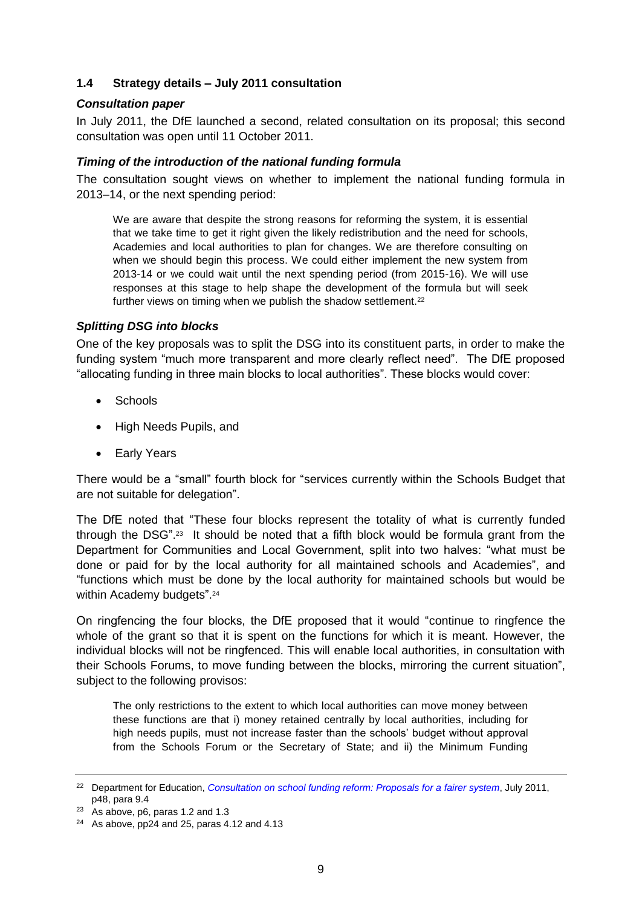### 1.4 Strategy details – July 2011 consultation

#### *Consultation paper*

In July 2011, the DfE launched a second, related consultation on its proposal; this second consultation was open until 11 October 2011.

#### *Timing of the introduction of the national funding formula*

The consultation sought views on whether to implement the national funding formula in 2013–14, or the next spending period:

> We are aware that despite the strong reasons for reforming the system, it is essential that we take time to get it right given the likely redistribution and the need for schools, Academies and local authorities to plan for changes. We are therefore consulting on when we should begin this process. We could either implement the new system from 2013-14 or we could wait until the next spending period (from 2015-16). We will use responses at this stage to help shape the development of the formula but will seek further views on timing when we publish the shadow settlement.[22]

#### *Splitting DSG into blocks*

One of the key proposals was to split the DSG into its constituent parts, in order to make the funding system "much more transparent and more clearly reflect need". The DfE proposed "allocating funding in three main blocks to local authorities". These blocks would cover:

- Schools
- High Needs Pupils, and
- Early Years

There would be a "small" fourth block for "services currently within the Schools Budget that are not suitable for delegation".

The DfE noted that "These four blocks represent the totality of what is currently funded through the DSG".[23] It should be noted that a fifth block would be formula grant from the Department for Communities and Local Government, split into two halves: "what must be done or paid for by the local authority for all maintained schools and Academies", and "functions which must be done by the local authority for maintained schools but would be within Academy budgets".[24]

On ringfencing the four blocks, the DfE proposed that it would "continue to ringfence the whole of the grant so that it is spent on the functions for which it is meant. However, the individual blocks will not be ringfenced. This will enable local authorities, in consultation with their Schools Forums, to move funding between the blocks, mirroring the current situation", subject to the following provisos:

> The only restrictions to the extent to which local authorities can move money between these functions are that i) money retained centrally by local authorities, including for high needs pupils, must not increase faster than the schools' budget without approval from the Schools Forum or the Secretary of State; and ii) the Minimum Funding

---

[22] Department for Education, *Consultation on school funding reform: Proposals for a fairer system*, July 2011, p48, para 9.4

[23] As above, p6, paras 1.2 and 1.3

[24] As above, pp24 and 25, paras 4.12 and 4.13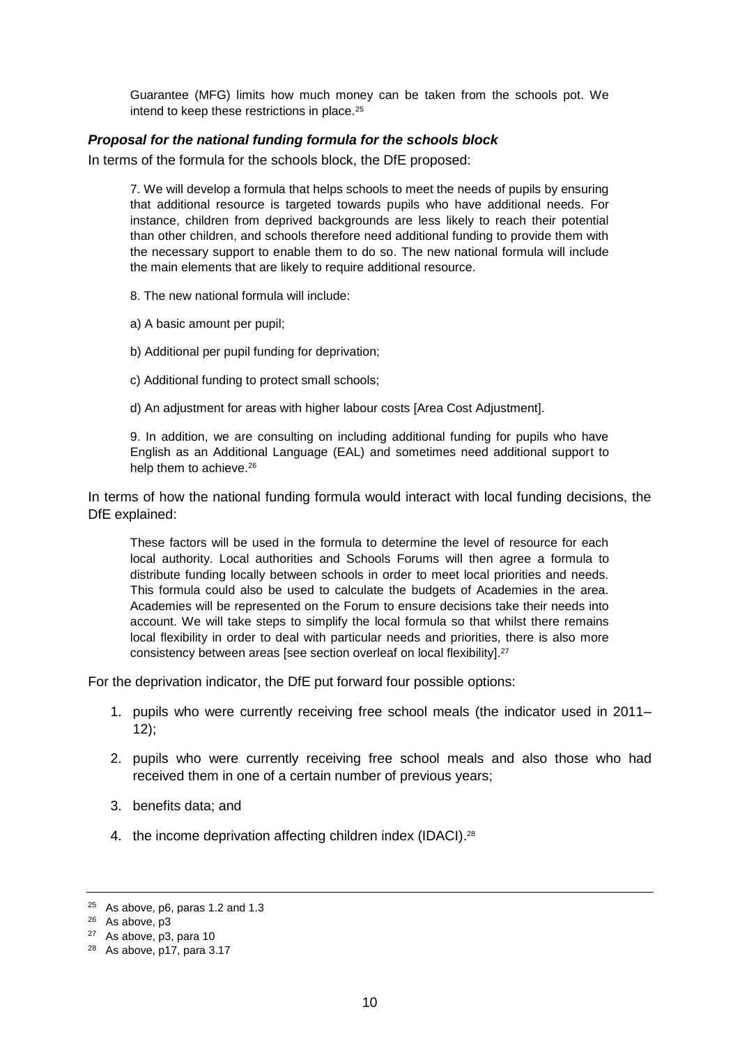Guarantee (MFG) limits how much money can be taken from the schools pot. We intend to keep these restrictions in place.[25]

### *Proposal for the national funding formula for the schools block*

In terms of the formula for the schools block, the DfE proposed:

> 7. We will develop a formula that helps schools to meet the needs of pupils by ensuring that additional resource is targeted towards pupils who have additional needs. For instance, children from deprived backgrounds are less likely to reach their potential than other children, and schools therefore need additional funding to provide them with the necessary support to enable them to do so. The new national formula will include the main elements that are likely to require additional resource.
>
> 8. The new national formula will include:
>
> a) A basic amount per pupil;
>
> b) Additional per pupil funding for deprivation;
>
> c) Additional funding to protect small schools;
>
> d) An adjustment for areas with higher labour costs [Area Cost Adjustment].
>
> 9. In addition, we are consulting on including additional funding for pupils who have English as an Additional Language (EAL) and sometimes need additional support to help them to achieve.[26]

In terms of how the national funding formula would interact with local funding decisions, the DfE explained:

> These factors will be used in the formula to determine the level of resource for each local authority. Local authorities and Schools Forums will then agree a formula to distribute funding locally between schools in order to meet local priorities and needs. This formula could also be used to calculate the budgets of Academies in the area. Academies will be represented on the Forum to ensure decisions take their needs into account. We will take steps to simplify the local formula so that whilst there remains local flexibility in order to deal with particular needs and priorities, there is also more consistency between areas [see section overleaf on local flexibility].[27]

For the deprivation indicator, the DfE put forward four possible options:

1. pupils who were currently receiving free school meals (the indicator used in 2011–12);
2. pupils who were currently receiving free school meals and also those who had received them in one of a certain number of previous years;
3. benefits data; and
4. the income deprivation affecting children index (IDACI).[28]

---

[25] As above, p6, paras 1.2 and 1.3

[26] As above, p3

[27] As above, p3, para 10

[28] As above, p17, para 3.17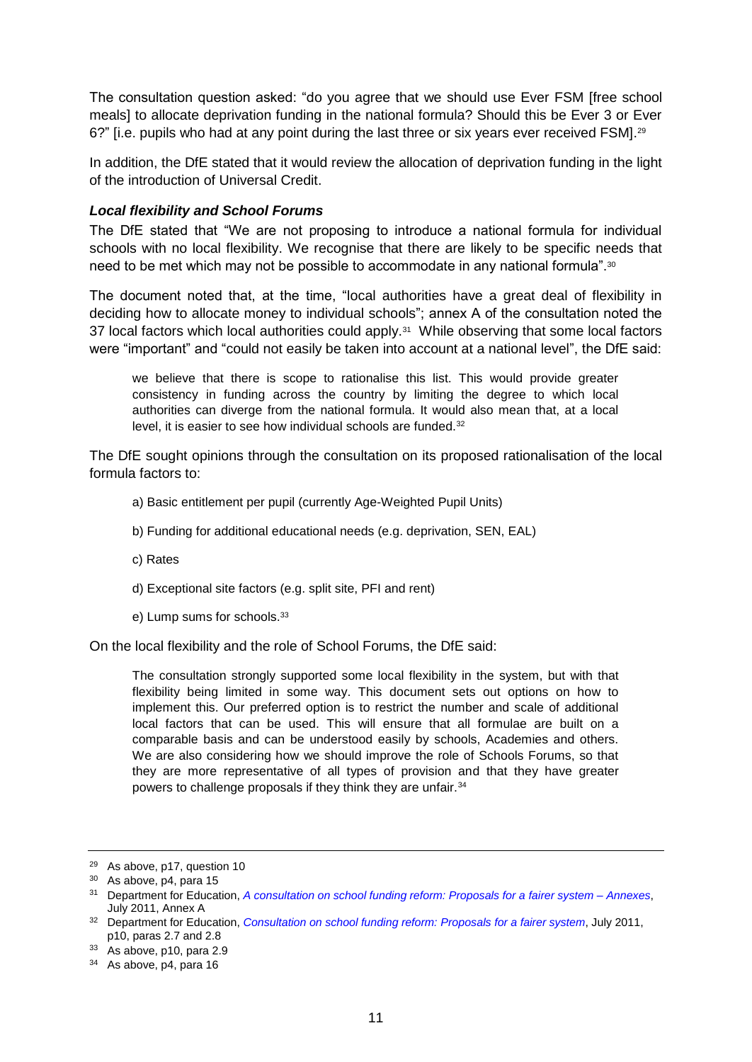The consultation question asked: "do you agree that we should use Ever FSM [free school meals] to allocate deprivation funding in the national formula? Should this be Ever 3 or Ever 6?" [i.e. pupils who had at any point during the last three or six years ever received FSM].[29]

In addition, the DfE stated that it would review the allocation of deprivation funding in the light of the introduction of Universal Credit.

### *Local flexibility and School Forums*

The DfE stated that "We are not proposing to introduce a national formula for individual schools with no local flexibility. We recognise that there are likely to be specific needs that need to be met which may not be possible to accommodate in any national formula".[30]

The document noted that, at the time, "local authorities have a great deal of flexibility in deciding how to allocate money to individual schools"; annex A of the consultation noted the 37 local factors which local authorities could apply.[31] While observing that some local factors were "important" and "could not easily be taken into account at a national level", the DfE said:

> we believe that there is scope to rationalise this list. This would provide greater consistency in funding across the country by limiting the degree to which local authorities can diverge from the national formula. It would also mean that, at a local level, it is easier to see how individual schools are funded.[32]

The DfE sought opinions through the consultation on its proposed rationalisation of the local formula factors to:

a) Basic entitlement per pupil (currently Age-Weighted Pupil Units)

b) Funding for additional educational needs (e.g. deprivation, SEN, EAL)

c) Rates

d) Exceptional site factors (e.g. split site, PFI and rent)

e) Lump sums for schools.[33]

On the local flexibility and the role of School Forums, the DfE said:

> The consultation strongly supported some local flexibility in the system, but with that flexibility being limited in some way. This document sets out options on how to implement this. Our preferred option is to restrict the number and scale of additional local factors that can be used. This will ensure that all formulae are built on a comparable basis and can be understood easily by schools, Academies and others. We are also considering how we should improve the role of Schools Forums, so that they are more representative of all types of provision and that they have greater powers to challenge proposals if they think they are unfair.[34]

---

[29] As above, p17, question 10

[30] As above, p4, para 15

[31] Department for Education, *A consultation on school funding reform: Proposals for a fairer system – Annexes*, July 2011, Annex A

[32] Department for Education, *Consultation on school funding reform: Proposals for a fairer system*, July 2011, p10, paras 2.7 and 2.8

[33] As above, p10, para 2.9

[34] As above, p4, para 16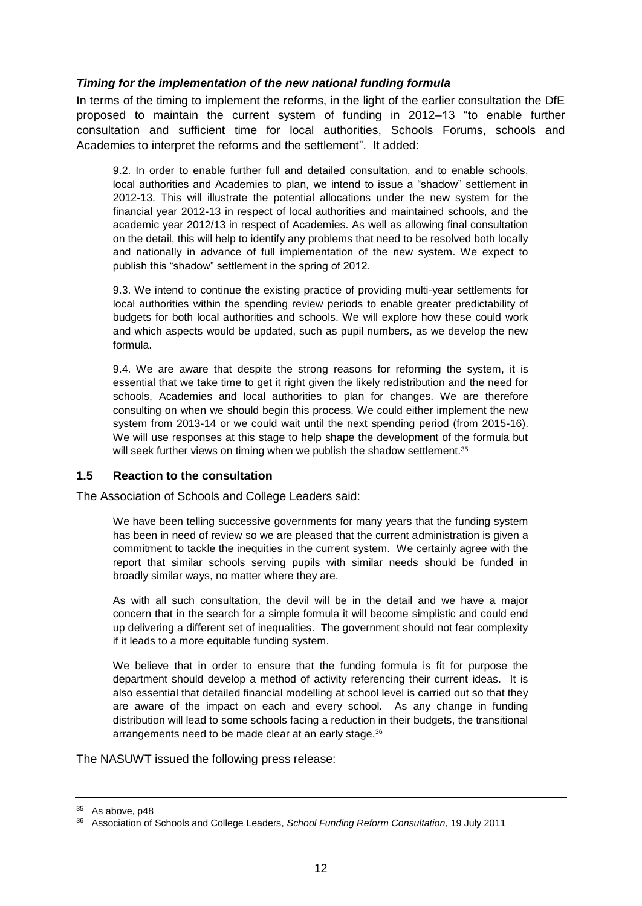### *Timing for the implementation of the new national funding formula*

In terms of the timing to implement the reforms, in the light of the earlier consultation the DfE proposed to maintain the current system of funding in 2012–13 "to enable further consultation and sufficient time for local authorities, Schools Forums, schools and Academies to interpret the reforms and the settlement". It added:

> 9.2. In order to enable further full and detailed consultation, and to enable schools, local authorities and Academies to plan, we intend to issue a "shadow" settlement in 2012-13. This will illustrate the potential allocations under the new system for the financial year 2012-13 in respect of local authorities and maintained schools, and the academic year 2012/13 in respect of Academies. As well as allowing final consultation on the detail, this will help to identify any problems that need to be resolved both locally and nationally in advance of full implementation of the new system. We expect to publish this "shadow" settlement in the spring of 2012.
>
> 9.3. We intend to continue the existing practice of providing multi-year settlements for local authorities within the spending review periods to enable greater predictability of budgets for both local authorities and schools. We will explore how these could work and which aspects would be updated, such as pupil numbers, as we develop the new formula.
>
> 9.4. We are aware that despite the strong reasons for reforming the system, it is essential that we take time to get it right given the likely redistribution and the need for schools, Academies and local authorities to plan for changes. We are therefore consulting on when we should begin this process. We could either implement the new system from 2013-14 or we could wait until the next spending period (from 2015-16). We will use responses at this stage to help shape the development of the formula but will seek further views on timing when we publish the shadow settlement.[35]

### 1.5 Reaction to the consultation

The Association of Schools and College Leaders said:

> We have been telling successive governments for many years that the funding system has been in need of review so we are pleased that the current administration is given a commitment to tackle the inequities in the current system. We certainly agree with the report that similar schools serving pupils with similar needs should be funded in broadly similar ways, no matter where they are.
>
> As with all such consultation, the devil will be in the detail and we have a major concern that in the search for a simple formula it will become simplistic and could end up delivering a different set of inequalities. The government should not fear complexity if it leads to a more equitable funding system.
>
> We believe that in order to ensure that the funding formula is fit for purpose the department should develop a method of activity referencing their current ideas. It is also essential that detailed financial modelling at school level is carried out so that they are aware of the impact on each and every school. As any change in funding distribution will lead to some schools facing a reduction in their budgets, the transitional arrangements need to be made clear at an early stage.[36]

The NASUWT issued the following press release:

---

[35] As above, p48

[36] Association of Schools and College Leaders, *School Funding Reform Consultation*, 19 July 2011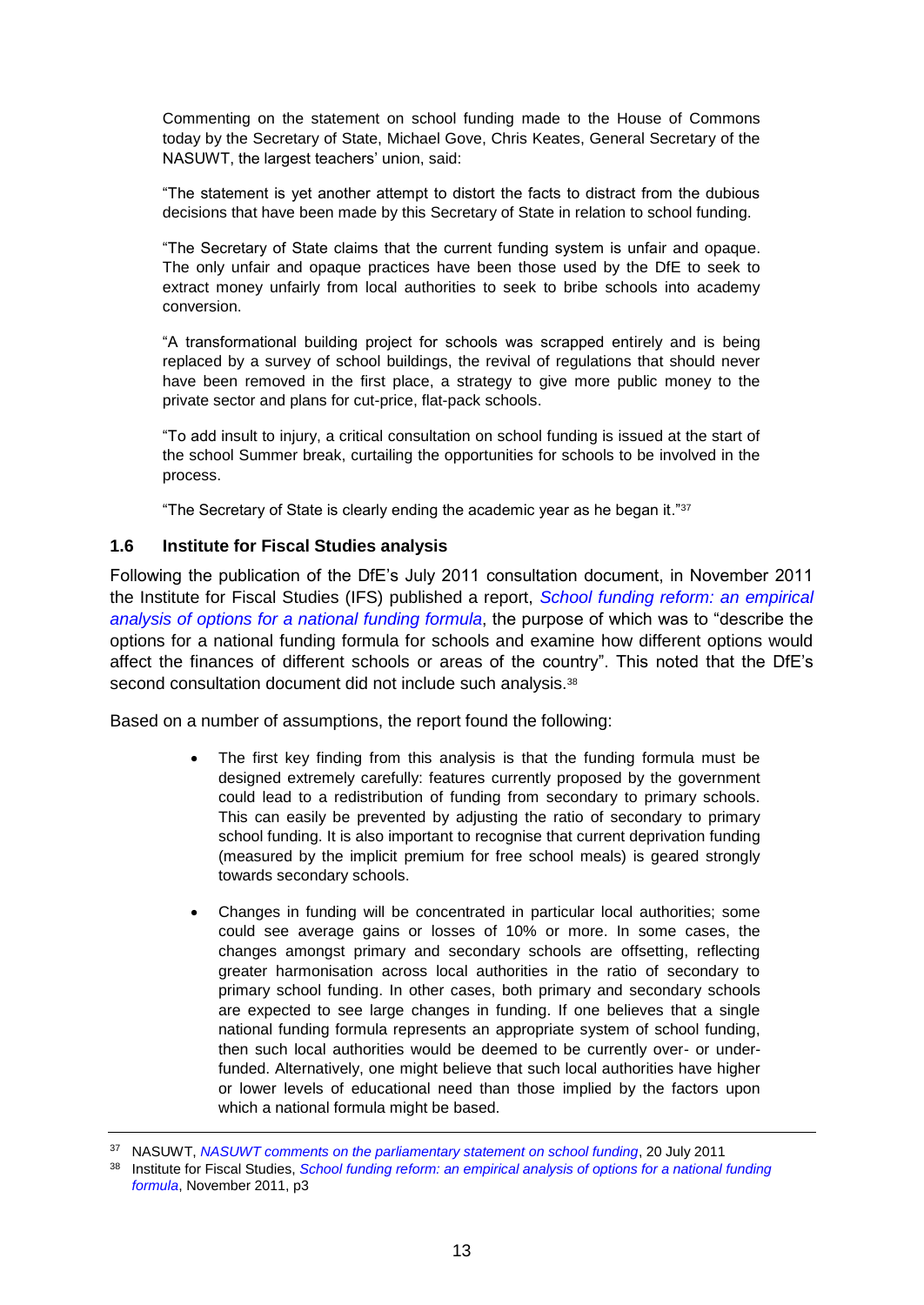> Commenting on the statement on school funding made to the House of Commons today by the Secretary of State, Michael Gove, Chris Keates, General Secretary of the NASUWT, the largest teachers' union, said:
>
> "The statement is yet another attempt to distort the facts to distract from the dubious decisions that have been made by this Secretary of State in relation to school funding.
>
> "The Secretary of State claims that the current funding system is unfair and opaque. The only unfair and opaque practices have been those used by the DfE to seek to extract money unfairly from local authorities to seek to bribe schools into academy conversion.
>
> "A transformational building project for schools was scrapped entirely and is being replaced by a survey of school buildings, the revival of regulations that should never have been removed in the first place, a strategy to give more public money to the private sector and plans for cut-price, flat-pack schools.
>
> "To add insult to injury, a critical consultation on school funding is issued at the start of the school Summer break, curtailing the opportunities for schools to be involved in the process.
>
> "The Secretary of State is clearly ending the academic year as he began it."[37]

### 1.6 Institute for Fiscal Studies analysis

Following the publication of the DfE's July 2011 consultation document, in November 2011 the Institute for Fiscal Studies (IFS) published a report, *School funding reform: an empirical analysis of options for a national funding formula*, the purpose of which was to "describe the options for a national funding formula for schools and examine how different options would affect the finances of different schools or areas of the country". This noted that the DfE's second consultation document did not include such analysis.[38]

Based on a number of assumptions, the report found the following:

- The first key finding from this analysis is that the funding formula must be designed extremely carefully: features currently proposed by the government could lead to a redistribution of funding from secondary to primary schools. This can easily be prevented by adjusting the ratio of secondary to primary school funding. It is also important to recognise that current deprivation funding (measured by the implicit premium for free school meals) is geared strongly towards secondary schools.

- Changes in funding will be concentrated in particular local authorities; some could see average gains or losses of 10% or more. In some cases, the changes amongst primary and secondary schools are offsetting, reflecting greater harmonisation across local authorities in the ratio of secondary to primary school funding. In other cases, both primary and secondary schools are expected to see large changes in funding. If one believes that a single national funding formula represents an appropriate system of school funding, then such local authorities would be deemed to be currently over- or under-funded. Alternatively, one might believe that such local authorities have higher or lower levels of educational need than those implied by the factors upon which a national formula might be based.

---

[37] NASUWT, *NASUWT comments on the parliamentary statement on school funding*, 20 July 2011

[38] Institute for Fiscal Studies, *School funding reform: an empirical analysis of options for a national funding formula*, November 2011, p3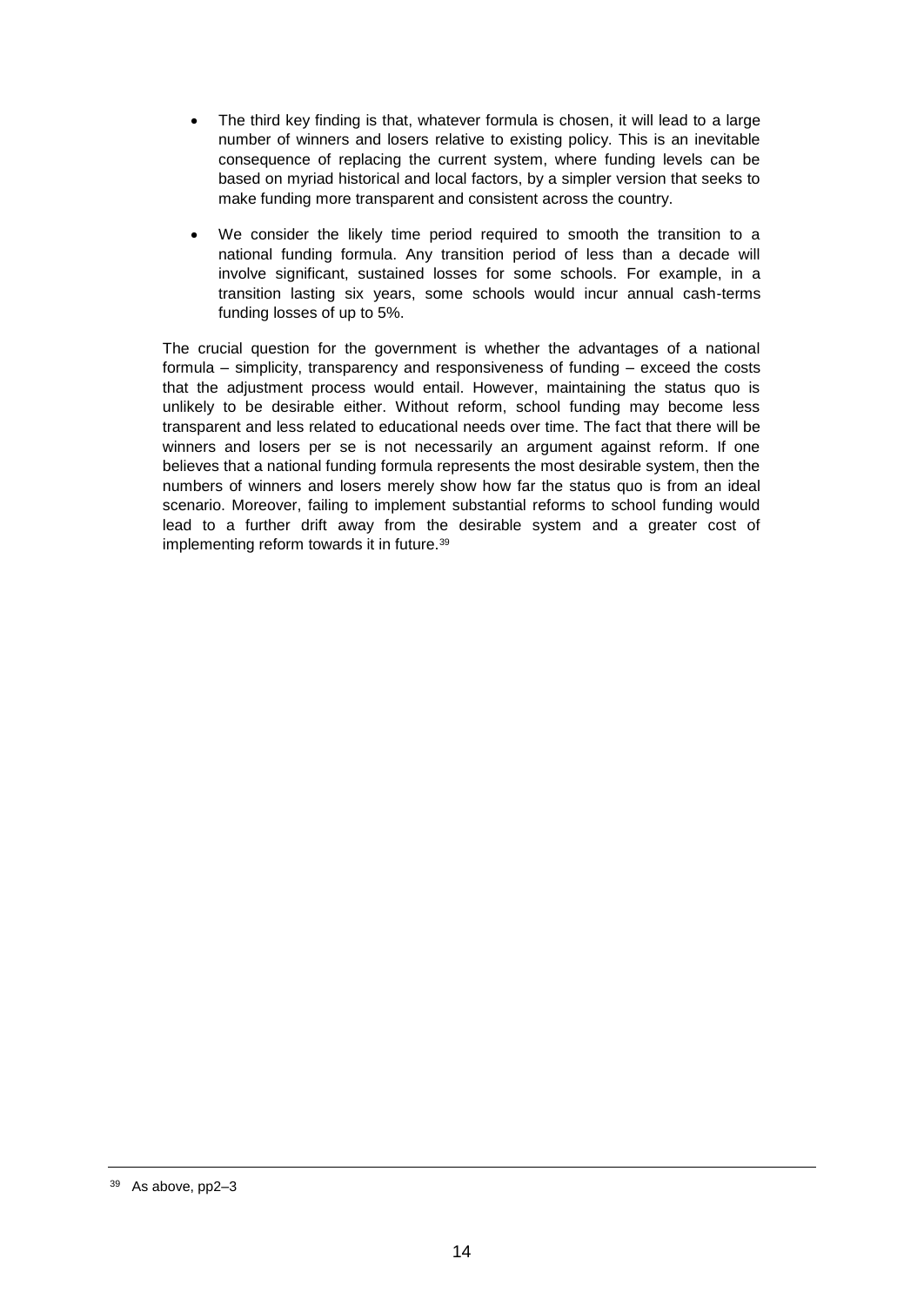- The third key finding is that, whatever formula is chosen, it will lead to a large number of winners and losers relative to existing policy. This is an inevitable consequence of replacing the current system, where funding levels can be based on myriad historical and local factors, by a simpler version that seeks to make funding more transparent and consistent across the country.
- We consider the likely time period required to smooth the transition to a national funding formula. Any transition period of less than a decade will involve significant, sustained losses for some schools. For example, in a transition lasting six years, some schools would incur annual cash-terms funding losses of up to 5%.

The crucial question for the government is whether the advantages of a national formula – simplicity, transparency and responsiveness of funding – exceed the costs that the adjustment process would entail. However, maintaining the status quo is unlikely to be desirable either. Without reform, school funding may become less transparent and less related to educational needs over time. The fact that there will be winners and losers per se is not necessarily an argument against reform. If one believes that a national funding formula represents the most desirable system, then the numbers of winners and losers merely show how far the status quo is from an ideal scenario. Moreover, failing to implement substantial reforms to school funding would lead to a further drift away from the desirable system and a greater cost of implementing reform towards it in future.[39]

---

[39] As above, pp2–3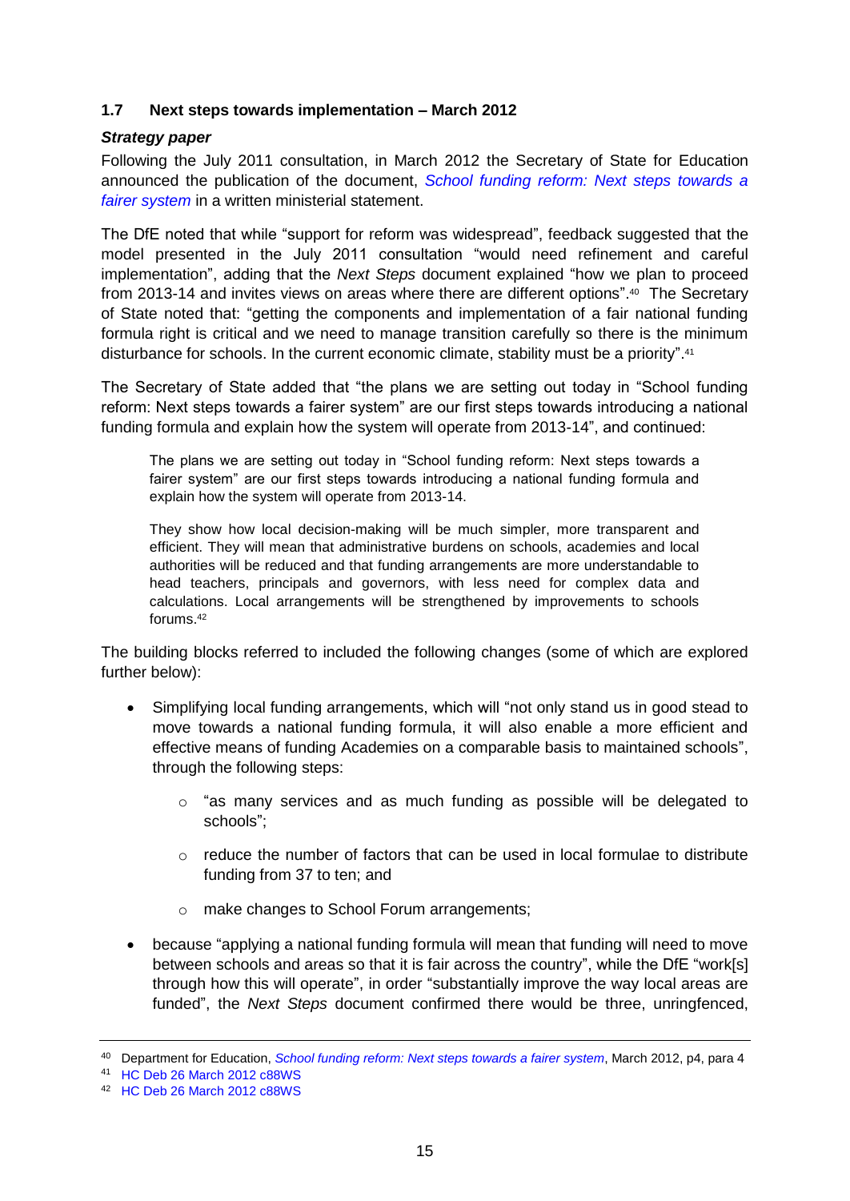### 1.7 Next steps towards implementation – March 2012

#### *Strategy paper*

Following the July 2011 consultation, in March 2012 the Secretary of State for Education announced the publication of the document, *School funding reform: Next steps towards a fairer system* in a written ministerial statement.

The DfE noted that while "support for reform was widespread", feedback suggested that the model presented in the July 2011 consultation "would need refinement and careful implementation", adding that the *Next Steps* document explained "how we plan to proceed from 2013-14 and invites views on areas where there are different options".[40] The Secretary of State noted that: "getting the components and implementation of a fair national funding formula right is critical and we need to manage transition carefully so there is the minimum disturbance for schools. In the current economic climate, stability must be a priority".[41]

The Secretary of State added that "the plans we are setting out today in "School funding reform: Next steps towards a fairer system" are our first steps towards introducing a national funding formula and explain how the system will operate from 2013-14", and continued:

> The plans we are setting out today in "School funding reform: Next steps towards a fairer system" are our first steps towards introducing a national funding formula and explain how the system will operate from 2013-14.
>
> They show how local decision-making will be much simpler, more transparent and efficient. They will mean that administrative burdens on schools, academies and local authorities will be reduced and that funding arrangements are more understandable to head teachers, principals and governors, with less need for complex data and calculations. Local arrangements will be strengthened by improvements to schools forums.[42]

The building blocks referred to included the following changes (some of which are explored further below):

- Simplifying local funding arrangements, which will "not only stand us in good stead to move towards a national funding formula, it will also enable a more efficient and effective means of funding Academies on a comparable basis to maintained schools", through the following steps:
    - "as many services and as much funding as possible will be delegated to schools";
    - reduce the number of factors that can be used in local formulae to distribute funding from 37 to ten; and
    - make changes to School Forum arrangements;
- because "applying a national funding formula will mean that funding will need to move between schools and areas so that it is fair across the country", while the DfE "work[s] through how this will operate", in order "substantially improve the way local areas are funded", the *Next Steps* document confirmed there would be three, unringfenced,

---

[40] Department for Education, *School funding reform: Next steps towards a fairer system*, March 2012, p4, para 4

[41] HC Deb 26 March 2012 c88WS

[42] HC Deb 26 March 2012 c88WS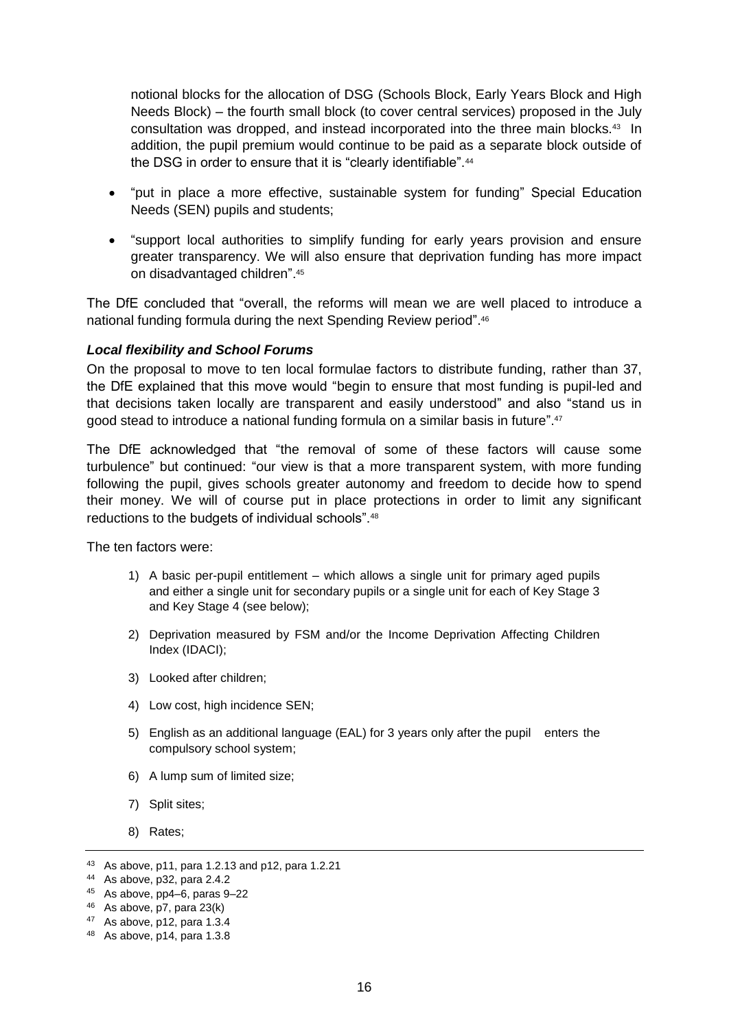notional blocks for the allocation of DSG (Schools Block, Early Years Block and High Needs Block) – the fourth small block (to cover central services) proposed in the July consultation was dropped, and instead incorporated into the three main blocks.[43] In addition, the pupil premium would continue to be paid as a separate block outside of the DSG in order to ensure that it is "clearly identifiable".[44]

- "put in place a more effective, sustainable system for funding" Special Education Needs (SEN) pupils and students;
- "support local authorities to simplify funding for early years provision and ensure greater transparency. We will also ensure that deprivation funding has more impact on disadvantaged children".[45]

The DfE concluded that "overall, the reforms will mean we are well placed to introduce a national funding formula during the next Spending Review period".[46]

### *Local flexibility and School Forums*

On the proposal to move to ten local formulae factors to distribute funding, rather than 37, the DfE explained that this move would "begin to ensure that most funding is pupil-led and that decisions taken locally are transparent and easily understood" and also "stand us in good stead to introduce a national funding formula on a similar basis in future".[47]

The DfE acknowledged that "the removal of some of these factors will cause some turbulence" but continued: "our view is that a more transparent system, with more funding following the pupil, gives schools greater autonomy and freedom to decide how to spend their money. We will of course put in place protections in order to limit any significant reductions to the budgets of individual schools".[48]

The ten factors were:

1) A basic per-pupil entitlement – which allows a single unit for primary aged pupils and either a single unit for secondary pupils or a single unit for each of Key Stage 3 and Key Stage 4 (see below);
2) Deprivation measured by FSM and/or the Income Deprivation Affecting Children Index (IDACI);
3) Looked after children;
4) Low cost, high incidence SEN;
5) English as an additional language (EAL) for 3 years only after the pupil enters the compulsory school system;
6) A lump sum of limited size;
7) Split sites;
8) Rates;

---

43 As above, p11, para 1.2.13 and p12, para 1.2.21
44 As above, p32, para 2.4.2
45 As above, pp4–6, paras 9–22
46 As above, p7, para 23(k)
47 As above, p12, para 1.3.4
48 As above, p14, para 1.3.8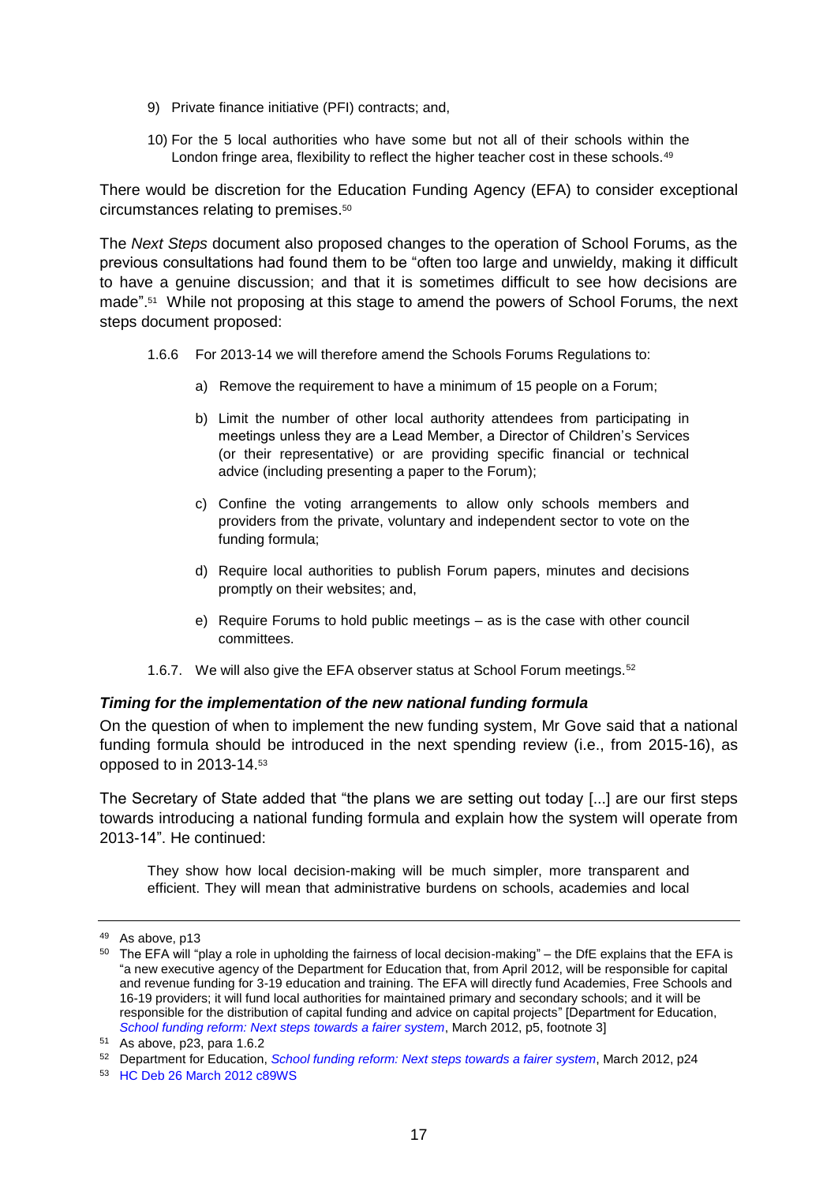9) Private finance initiative (PFI) contracts; and,

10) For the 5 local authorities who have some but not all of their schools within the London fringe area, flexibility to reflect the higher teacher cost in these schools.[49]

There would be discretion for the Education Funding Agency (EFA) to consider exceptional circumstances relating to premises.[50]

The *Next Steps* document also proposed changes to the operation of School Forums, as the previous consultations had found them to be "often too large and unwieldy, making it difficult to have a genuine discussion; and that it is sometimes difficult to see how decisions are made".[51] While not proposing at this stage to amend the powers of School Forums, the next steps document proposed:

> 1.6.6 For 2013-14 we will therefore amend the Schools Forums Regulations to:
>
> a) Remove the requirement to have a minimum of 15 people on a Forum;
>
> b) Limit the number of other local authority attendees from participating in meetings unless they are a Lead Member, a Director of Children's Services (or their representative) or are providing specific financial or technical advice (including presenting a paper to the Forum);
>
> c) Confine the voting arrangements to allow only schools members and providers from the private, voluntary and independent sector to vote on the funding formula;
>
> d) Require local authorities to publish Forum papers, minutes and decisions promptly on their websites; and,
>
> e) Require Forums to hold public meetings – as is the case with other council committees.
>
> 1.6.7. We will also give the EFA observer status at School Forum meetings.[52]

### *Timing for the implementation of the new national funding formula*

On the question of when to implement the new funding system, Mr Gove said that a national funding formula should be introduced in the next spending review (i.e., from 2015-16), as opposed to in 2013-14.[53]

The Secretary of State added that "the plans we are setting out today [...] are our first steps towards introducing a national funding formula and explain how the system will operate from 2013-14". He continued:

> They show how local decision-making will be much simpler, more transparent and efficient. They will mean that administrative burdens on schools, academies and local

---

[49] As above, p13

[50] The EFA will "play a role in upholding the fairness of local decision-making" – the DfE explains that the EFA is "a new executive agency of the Department for Education that, from April 2012, will be responsible for capital and revenue funding for 3-19 education and training. The EFA will directly fund Academies, Free Schools and 16-19 providers; it will fund local authorities for maintained primary and secondary schools; and it will be responsible for the distribution of capital funding and advice on capital projects" [Department for Education, *School funding reform: Next steps towards a fairer system*, March 2012, p5, footnote 3]

[51] As above, p23, para 1.6.2

[52] Department for Education, *School funding reform: Next steps towards a fairer system*, March 2012, p24

[53] HC Deb 26 March 2012 c89WS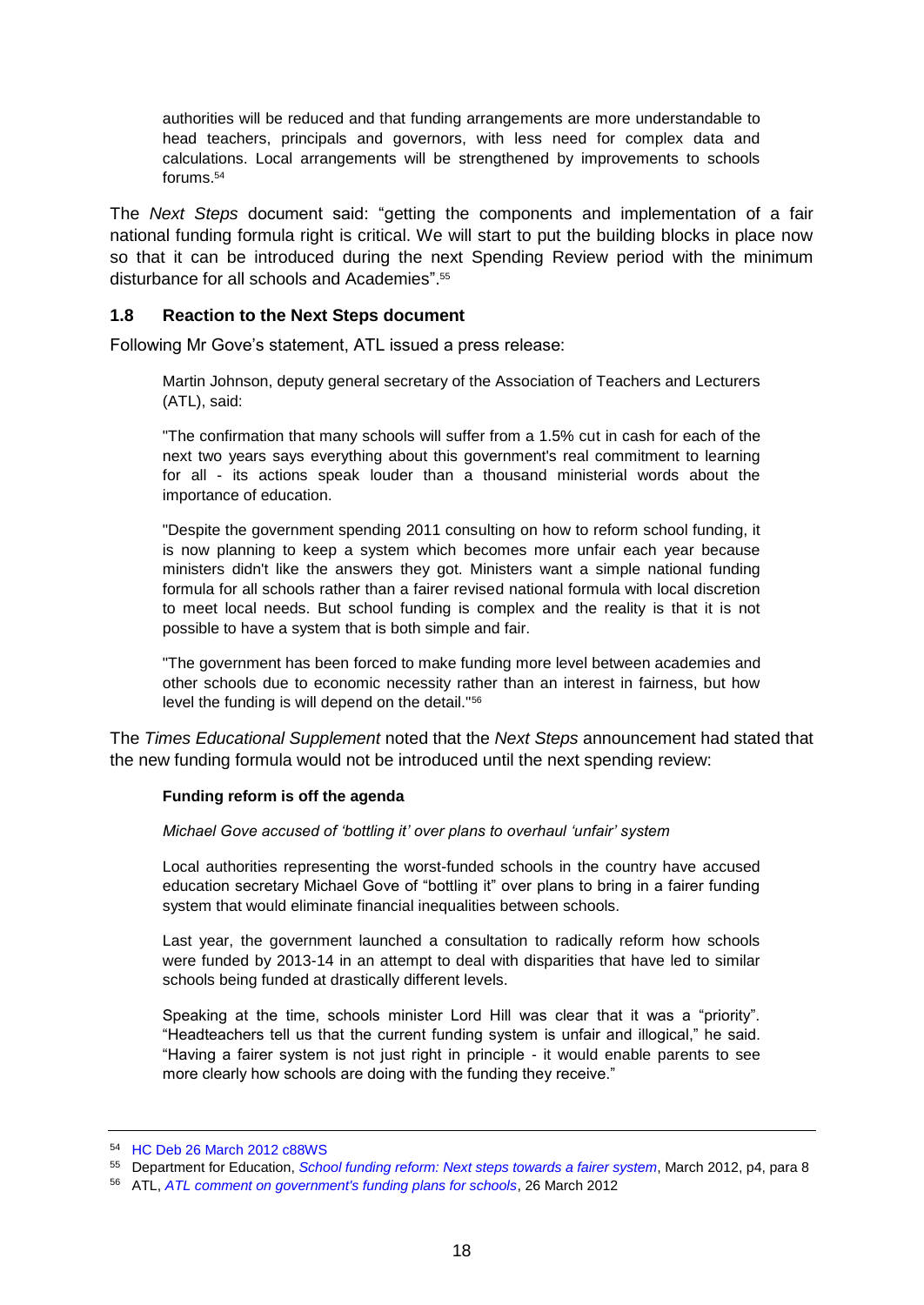> authorities will be reduced and that funding arrangements are more understandable to head teachers, principals and governors, with less need for complex data and calculations. Local arrangements will be strengthened by improvements to schools forums.[54]

The *Next Steps* document said: "getting the components and implementation of a fair national funding formula right is critical. We will start to put the building blocks in place now so that it can be introduced during the next Spending Review period with the minimum disturbance for all schools and Academies".[55]

### 1.8 Reaction to the Next Steps document

Following Mr Gove's statement, ATL issued a press release:

> Martin Johnson, deputy general secretary of the Association of Teachers and Lecturers (ATL), said:
>
> "The confirmation that many schools will suffer from a 1.5% cut in cash for each of the next two years says everything about this government's real commitment to learning for all - its actions speak louder than a thousand ministerial words about the importance of education.
>
> "Despite the government spending 2011 consulting on how to reform school funding, it is now planning to keep a system which becomes more unfair each year because ministers didn't like the answers they got. Ministers want a simple national funding formula for all schools rather than a fairer revised national formula with local discretion to meet local needs. But school funding is complex and the reality is that it is not possible to have a system that is both simple and fair.
>
> "The government has been forced to make funding more level between academies and other schools due to economic necessity rather than an interest in fairness, but how level the funding is will depend on the detail."[56]

The *Times Educational Supplement* noted that the *Next Steps* announcement had stated that the new funding formula would not be introduced until the next spending review:

> **Funding reform is off the agenda**
>
> *Michael Gove accused of 'bottling it' over plans to overhaul 'unfair' system*
>
> Local authorities representing the worst-funded schools in the country have accused education secretary Michael Gove of "bottling it" over plans to bring in a fairer funding system that would eliminate financial inequalities between schools.
>
> Last year, the government launched a consultation to radically reform how schools were funded by 2013-14 in an attempt to deal with disparities that have led to similar schools being funded at drastically different levels.
>
> Speaking at the time, schools minister Lord Hill was clear that it was a "priority". "Headteachers tell us that the current funding system is unfair and illogical," he said. "Having a fairer system is not just right in principle - it would enable parents to see more clearly how schools are doing with the funding they receive."

---

[54] HC Deb 26 March 2012 c88WS

[55] Department for Education, *School funding reform: Next steps towards a fairer system*, March 2012, p4, para 8

[56] ATL, *ATL comment on government's funding plans for schools*, 26 March 2012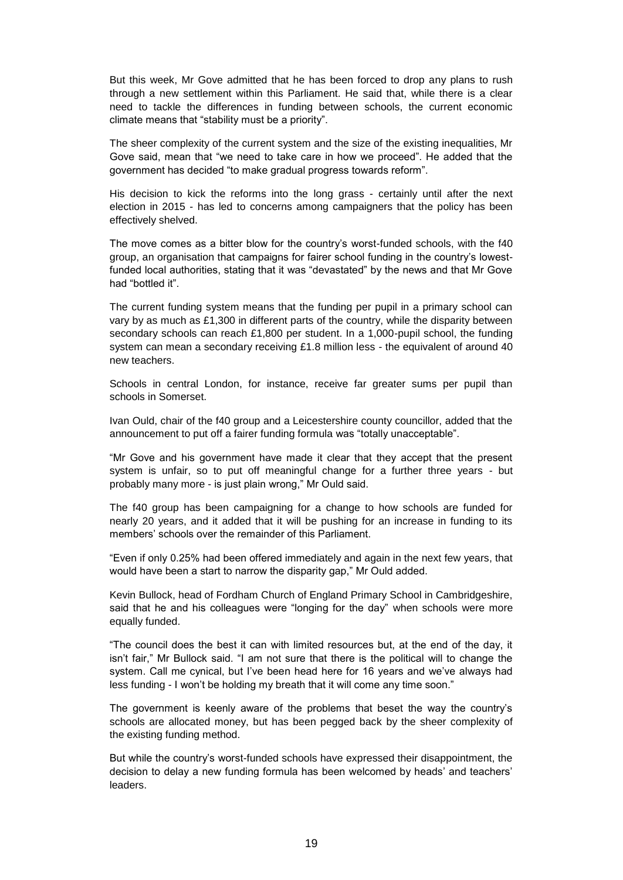But this week, Mr Gove admitted that he has been forced to drop any plans to rush through a new settlement within this Parliament. He said that, while there is a clear need to tackle the differences in funding between schools, the current economic climate means that "stability must be a priority".

The sheer complexity of the current system and the size of the existing inequalities, Mr Gove said, mean that "we need to take care in how we proceed". He added that the government has decided "to make gradual progress towards reform".

His decision to kick the reforms into the long grass - certainly until after the next election in 2015 - has led to concerns among campaigners that the policy has been effectively shelved.

The move comes as a bitter blow for the country's worst-funded schools, with the f40 group, an organisation that campaigns for fairer school funding in the country's lowest-funded local authorities, stating that it was "devastated" by the news and that Mr Gove had "bottled it".

The current funding system means that the funding per pupil in a primary school can vary by as much as £1,300 in different parts of the country, while the disparity between secondary schools can reach £1,800 per student. In a 1,000-pupil school, the funding system can mean a secondary receiving £1.8 million less - the equivalent of around 40 new teachers.

Schools in central London, for instance, receive far greater sums per pupil than schools in Somerset.

Ivan Ould, chair of the f40 group and a Leicestershire county councillor, added that the announcement to put off a fairer funding formula was "totally unacceptable".

"Mr Gove and his government have made it clear that they accept that the present system is unfair, so to put off meaningful change for a further three years - but probably many more - is just plain wrong," Mr Ould said.

The f40 group has been campaigning for a change to how schools are funded for nearly 20 years, and it added that it will be pushing for an increase in funding to its members' schools over the remainder of this Parliament.

"Even if only 0.25% had been offered immediately and again in the next few years, that would have been a start to narrow the disparity gap," Mr Ould added.

Kevin Bullock, head of Fordham Church of England Primary School in Cambridgeshire, said that he and his colleagues were "longing for the day" when schools were more equally funded.

"The council does the best it can with limited resources but, at the end of the day, it isn't fair," Mr Bullock said. "I am not sure that there is the political will to change the system. Call me cynical, but I've been head here for 16 years and we've always had less funding - I won't be holding my breath that it will come any time soon."

The government is keenly aware of the problems that beset the way the country's schools are allocated money, but has been pegged back by the sheer complexity of the existing funding method.

But while the country's worst-funded schools have expressed their disappointment, the decision to delay a new funding formula has been welcomed by heads' and teachers' leaders.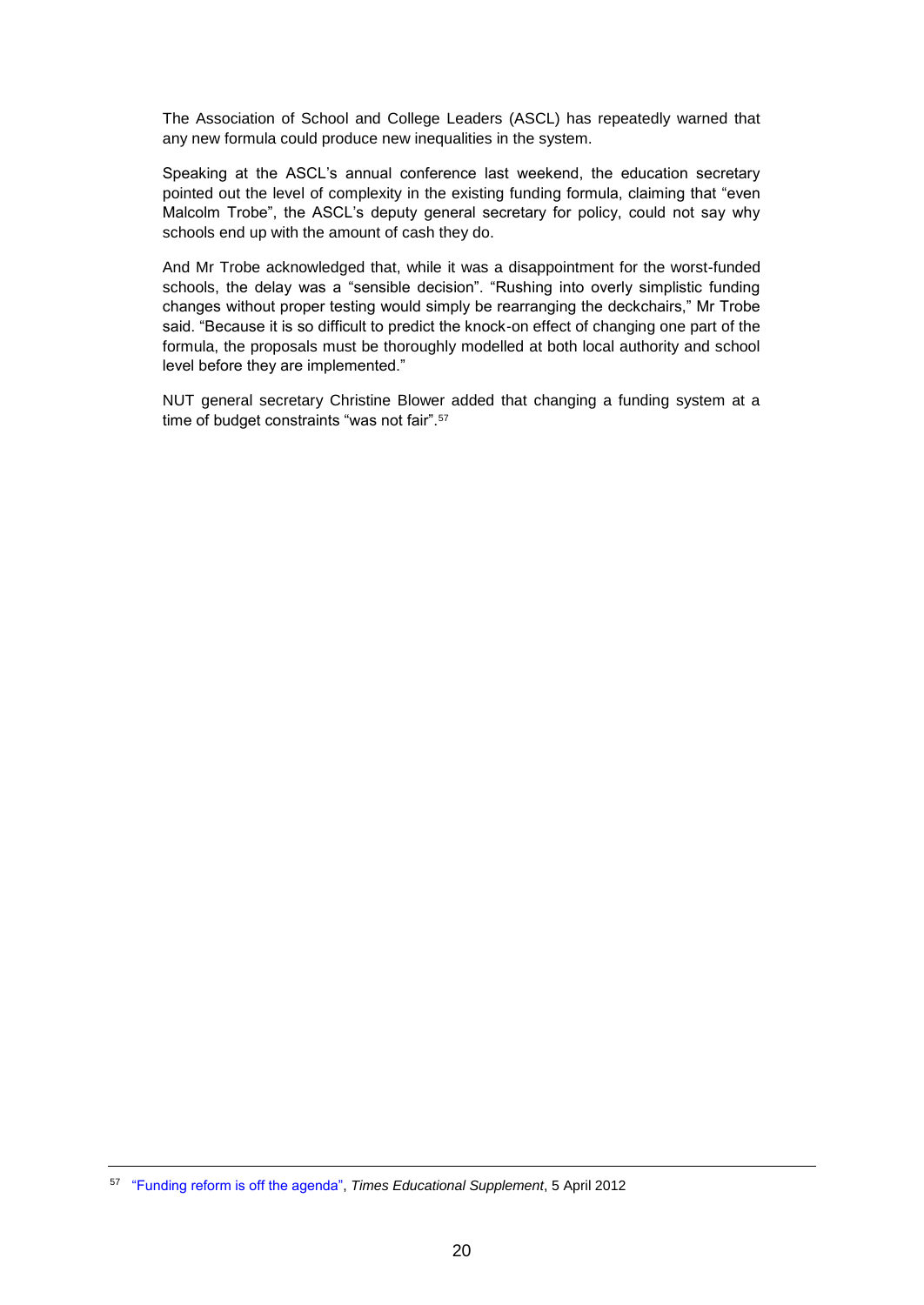The Association of School and College Leaders (ASCL) has repeatedly warned that any new formula could produce new inequalities in the system.

Speaking at the ASCL's annual conference last weekend, the education secretary pointed out the level of complexity in the existing funding formula, claiming that "even Malcolm Trobe", the ASCL's deputy general secretary for policy, could not say why schools end up with the amount of cash they do.

And Mr Trobe acknowledged that, while it was a disappointment for the worst-funded schools, the delay was a "sensible decision". "Rushing into overly simplistic funding changes without proper testing would simply be rearranging the deckchairs," Mr Trobe said. "Because it is so difficult to predict the knock-on effect of changing one part of the formula, the proposals must be thoroughly modelled at both local authority and school level before they are implemented."

NUT general secretary Christine Blower added that changing a funding system at a time of budget constraints "was not fair".[57]

---

[57] "Funding reform is off the agenda", *Times Educational Supplement*, 5 April 2012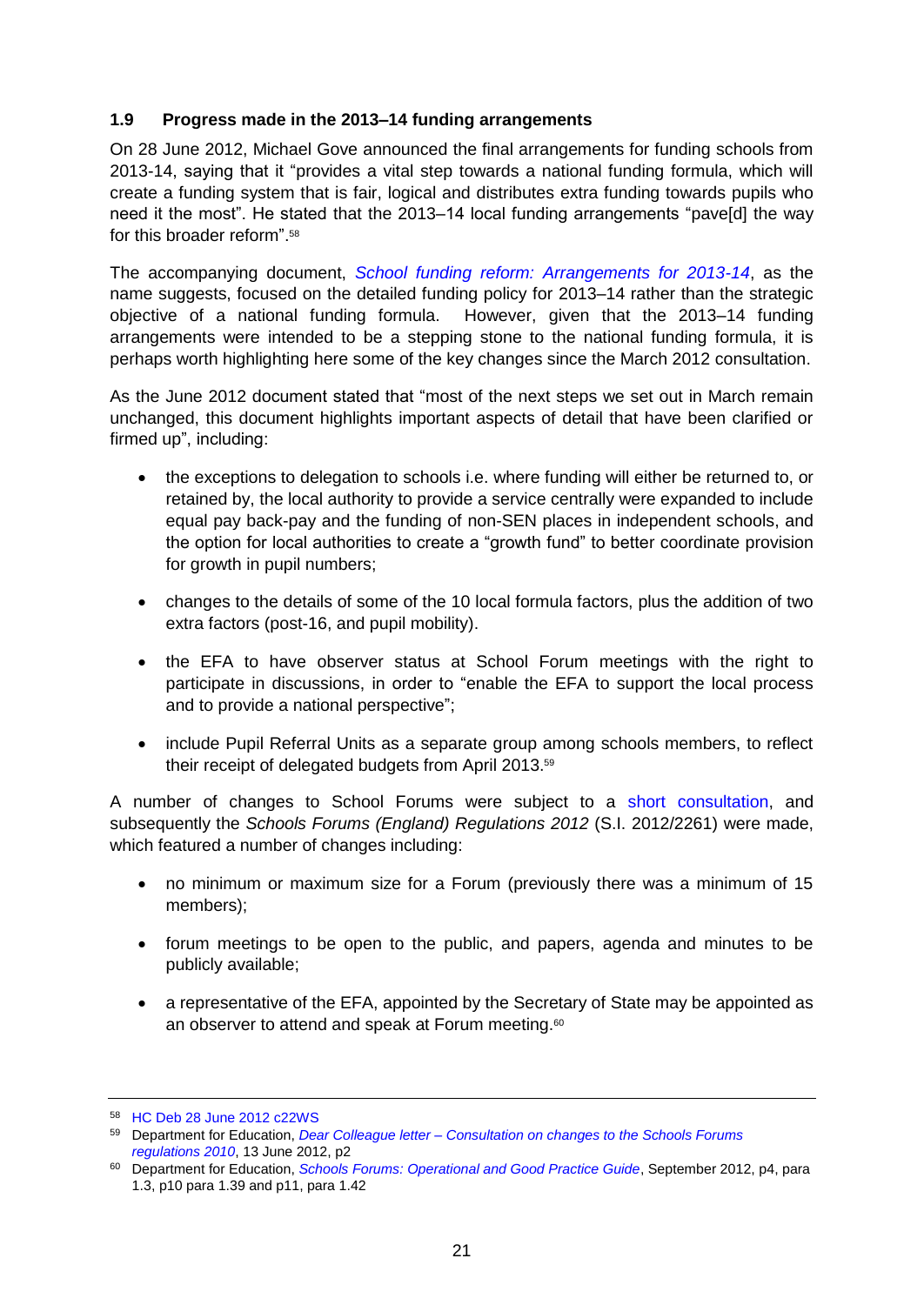### 1.9 Progress made in the 2013–14 funding arrangements

On 28 June 2012, Michael Gove announced the final arrangements for funding schools from 2013-14, saying that it "provides a vital step towards a national funding formula, which will create a funding system that is fair, logical and distributes extra funding towards pupils who need it the most". He stated that the 2013–14 local funding arrangements "pave[d] the way for this broader reform".[58]

The accompanying document, *School funding reform: Arrangements for 2013-14*, as the name suggests, focused on the detailed funding policy for 2013–14 rather than the strategic objective of a national funding formula. However, given that the 2013–14 funding arrangements were intended to be a stepping stone to the national funding formula, it is perhaps worth highlighting here some of the key changes since the March 2012 consultation.

As the June 2012 document stated that "most of the next steps we set out in March remain unchanged, this document highlights important aspects of detail that have been clarified or firmed up", including:

- the exceptions to delegation to schools i.e. where funding will either be returned to, or retained by, the local authority to provide a service centrally were expanded to include equal pay back-pay and the funding of non-SEN places in independent schools, and the option for local authorities to create a "growth fund" to better coordinate provision for growth in pupil numbers;
- changes to the details of some of the 10 local formula factors, plus the addition of two extra factors (post-16, and pupil mobility).
- the EFA to have observer status at School Forum meetings with the right to participate in discussions, in order to "enable the EFA to support the local process and to provide a national perspective";
- include Pupil Referral Units as a separate group among schools members, to reflect their receipt of delegated budgets from April 2013.[59]

A number of changes to School Forums were subject to a short consultation, and subsequently the *Schools Forums (England) Regulations 2012* (S.I. 2012/2261) were made, which featured a number of changes including:

- no minimum or maximum size for a Forum (previously there was a minimum of 15 members);
- forum meetings to be open to the public, and papers, agenda and minutes to be publicly available;
- a representative of the EFA, appointed by the Secretary of State may be appointed as an observer to attend and speak at Forum meeting.[60]

---

[58] HC Deb 28 June 2012 c22WS

[59] Department for Education, *Dear Colleague letter – Consultation on changes to the Schools Forums regulations 2010*, 13 June 2012, p2

[60] Department for Education, *Schools Forums: Operational and Good Practice Guide*, September 2012, p4, para 1.3, p10 para 1.39 and p11, para 1.42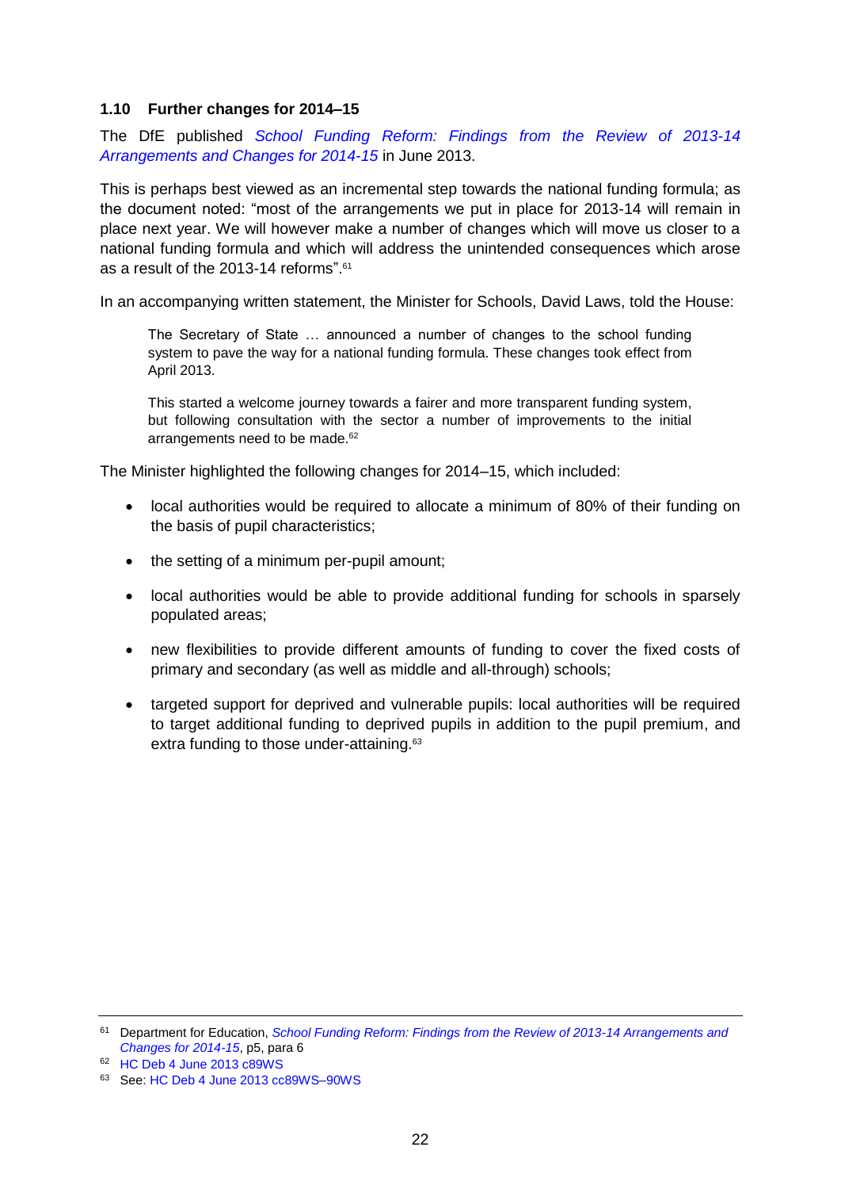### 1.10 Further changes for 2014–15

The DfE published *School Funding Reform: Findings from the Review of 2013-14 Arrangements and Changes for 2014-15* in June 2013.

This is perhaps best viewed as an incremental step towards the national funding formula; as the document noted: "most of the arrangements we put in place for 2013-14 will remain in place next year. We will however make a number of changes which will move us closer to a national funding formula and which will address the unintended consequences which arose as a result of the 2013-14 reforms".[61]

In an accompanying written statement, the Minister for Schools, David Laws, told the House:

> The Secretary of State … announced a number of changes to the school funding system to pave the way for a national funding formula. These changes took effect from April 2013.
>
> This started a welcome journey towards a fairer and more transparent funding system, but following consultation with the sector a number of improvements to the initial arrangements need to be made.[62]

The Minister highlighted the following changes for 2014–15, which included:

- local authorities would be required to allocate a minimum of 80% of their funding on the basis of pupil characteristics;
- the setting of a minimum per-pupil amount;
- local authorities would be able to provide additional funding for schools in sparsely populated areas;
- new flexibilities to provide different amounts of funding to cover the fixed costs of primary and secondary (as well as middle and all-through) schools;
- targeted support for deprived and vulnerable pupils: local authorities will be required to target additional funding to deprived pupils in addition to the pupil premium, and extra funding to those under-attaining.[63]

---

[61] Department for Education, *School Funding Reform: Findings from the Review of 2013-14 Arrangements and Changes for 2014-15*, p5, para 6

[62] HC Deb 4 June 2013 c89WS

[63] See: HC Deb 4 June 2013 cc89WS–90WS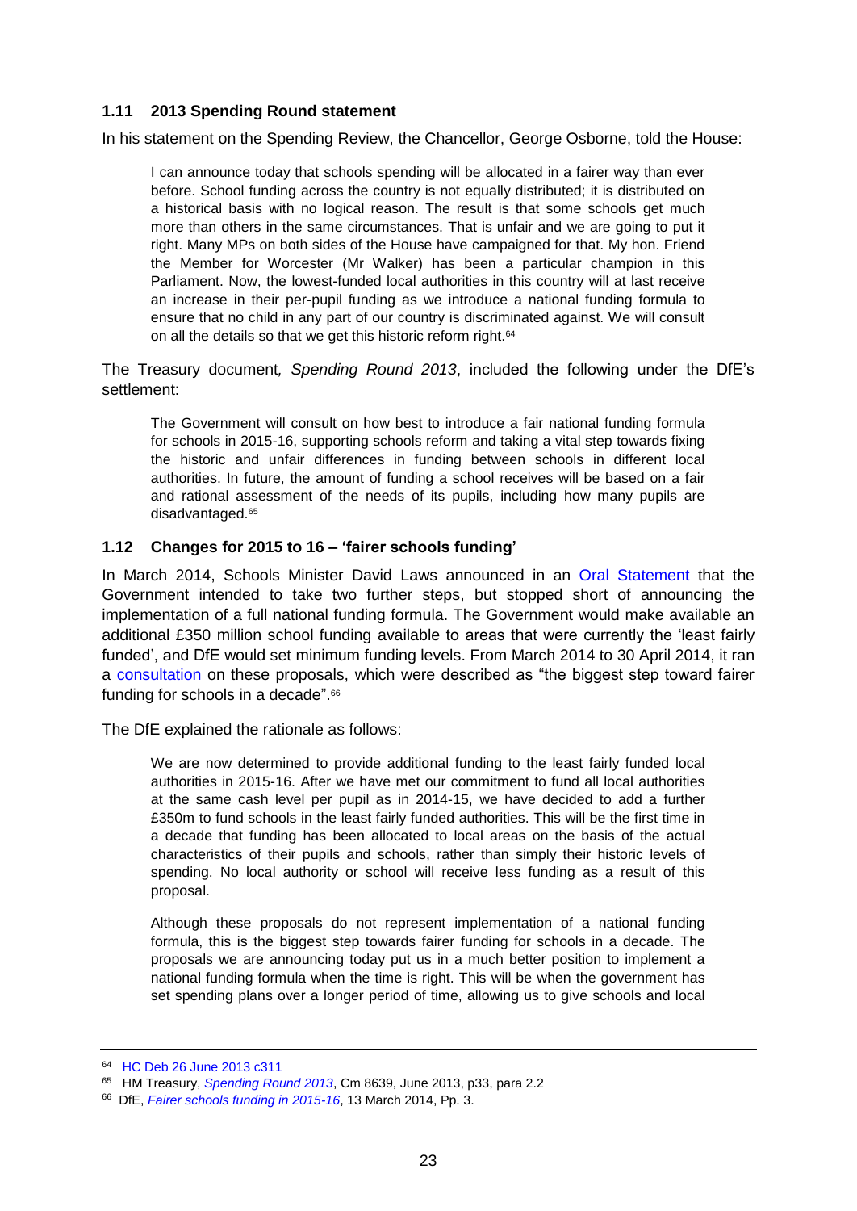### 1.11 2013 Spending Round statement

In his statement on the Spending Review, the Chancellor, George Osborne, told the House:

> I can announce today that schools spending will be allocated in a fairer way than ever before. School funding across the country is not equally distributed; it is distributed on a historical basis with no logical reason. The result is that some schools get much more than others in the same circumstances. That is unfair and we are going to put it right. Many MPs on both sides of the House have campaigned for that. My hon. Friend the Member for Worcester (Mr Walker) has been a particular champion in this Parliament. Now, the lowest-funded local authorities in this country will at last receive an increase in their per-pupil funding as we introduce a national funding formula to ensure that no child in any part of our country is discriminated against. We will consult on all the details so that we get this historic reform right.[64]

The Treasury document*, Spending Round 2013*, included the following under the DfE's settlement:

> The Government will consult on how best to introduce a fair national funding formula for schools in 2015-16, supporting schools reform and taking a vital step towards fixing the historic and unfair differences in funding between schools in different local authorities. In future, the amount of funding a school receives will be based on a fair and rational assessment of the needs of its pupils, including how many pupils are disadvantaged.[65]

### 1.12 Changes for 2015 to 16 – 'fairer schools funding'

In March 2014, Schools Minister David Laws announced in an Oral Statement that the Government intended to take two further steps, but stopped short of announcing the implementation of a full national funding formula. The Government would make available an additional £350 million school funding available to areas that were currently the 'least fairly funded', and DfE would set minimum funding levels. From March 2014 to 30 April 2014, it ran a consultation on these proposals, which were described as "the biggest step toward fairer funding for schools in a decade".[66]

The DfE explained the rationale as follows:

> We are now determined to provide additional funding to the least fairly funded local authorities in 2015-16. After we have met our commitment to fund all local authorities at the same cash level per pupil as in 2014-15, we have decided to add a further £350m to fund schools in the least fairly funded authorities. This will be the first time in a decade that funding has been allocated to local areas on the basis of the actual characteristics of their pupils and schools, rather than simply their historic levels of spending. No local authority or school will receive less funding as a result of this proposal.
>
> Although these proposals do not represent implementation of a national funding formula, this is the biggest step towards fairer funding for schools in a decade. The proposals we are announcing today put us in a much better position to implement a national funding formula when the time is right. This will be when the government has set spending plans over a longer period of time, allowing us to give schools and local

[64] HC Deb 26 June 2013 c311

[65] HM Treasury, *Spending Round 2013*, Cm 8639, June 2013, p33, para 2.2

[66] DfE, *Fairer schools funding in 2015-16*, 13 March 2014, Pp. 3.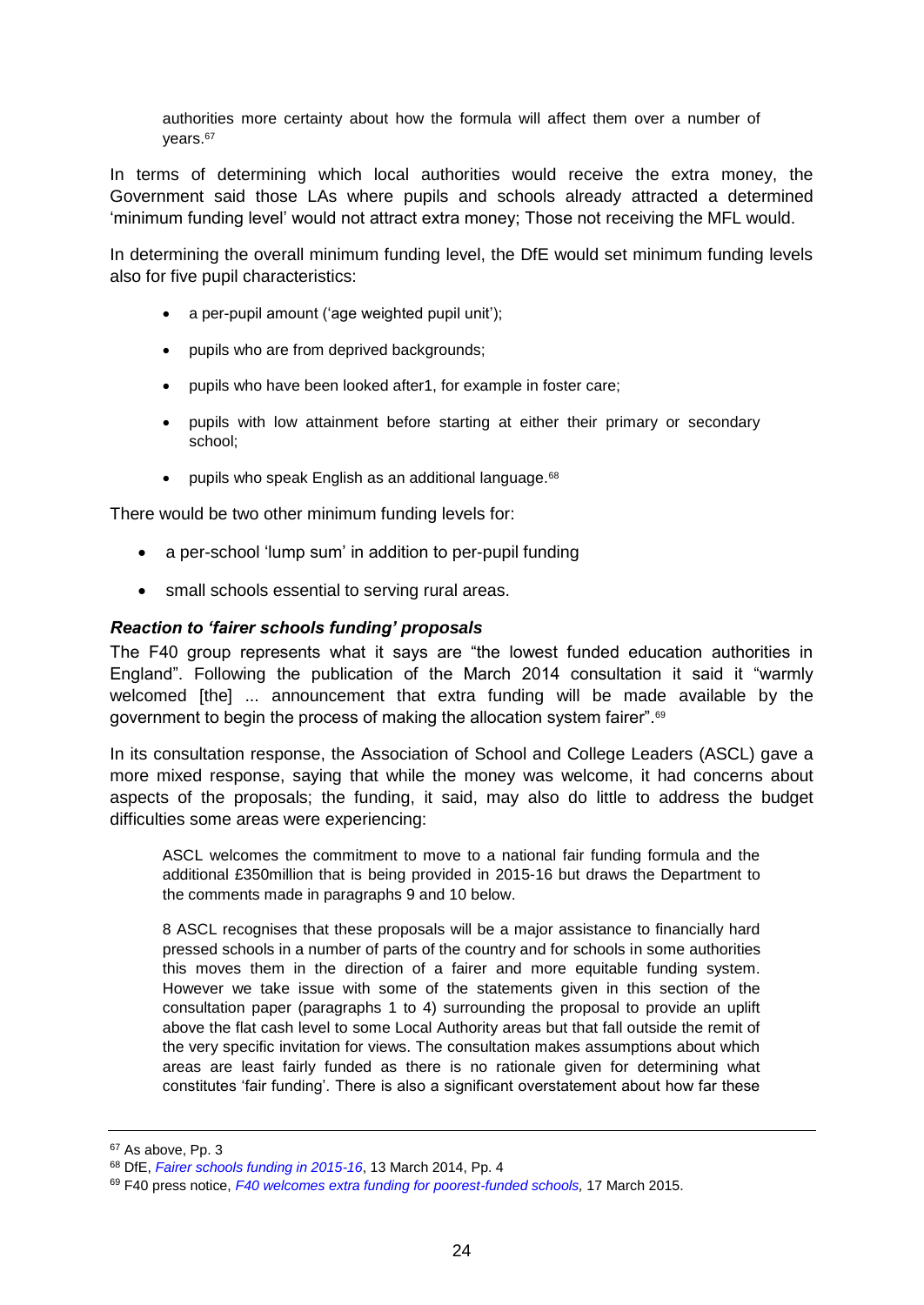> authorities more certainty about how the formula will affect them over a number of years.[67]

In terms of determining which local authorities would receive the extra money, the Government said those LAs where pupils and schools already attracted a determined 'minimum funding level' would not attract extra money; Those not receiving the MFL would.

In determining the overall minimum funding level, the DfE would set minimum funding levels also for five pupil characteristics:

> - a per-pupil amount ('age weighted pupil unit');
> - pupils who are from deprived backgrounds;
> - pupils who have been looked after1, for example in foster care;
> - pupils with low attainment before starting at either their primary or secondary school;
> - pupils who speak English as an additional language.[68]

There would be two other minimum funding levels for:

- a per-school 'lump sum' in addition to per-pupil funding
- small schools essential to serving rural areas.

### *Reaction to 'fairer schools funding' proposals*

The F40 group represents what it says are "the lowest funded education authorities in England". Following the publication of the March 2014 consultation it said it "warmly welcomed [the] ... announcement that extra funding will be made available by the government to begin the process of making the allocation system fairer".[69]

In its consultation response, the Association of School and College Leaders (ASCL) gave a more mixed response, saying that while the money was welcome, it had concerns about aspects of the proposals; the funding, it said, may also do little to address the budget difficulties some areas were experiencing:

> ASCL welcomes the commitment to move to a national fair funding formula and the additional £350million that is being provided in 2015-16 but draws the Department to the comments made in paragraphs 9 and 10 below.
>
> 8 ASCL recognises that these proposals will be a major assistance to financially hard pressed schools in a number of parts of the country and for schools in some authorities this moves them in the direction of a fairer and more equitable funding system. However we take issue with some of the statements given in this section of the consultation paper (paragraphs 1 to 4) surrounding the proposal to provide an uplift above the flat cash level to some Local Authority areas but that fall outside the remit of the very specific invitation for views. The consultation makes assumptions about which areas are least fairly funded as there is no rationale given for determining what constitutes 'fair funding'. There is also a significant overstatement about how far these

---

[67] As above, Pp. 3

[68] DfE, *Fairer schools funding in 2015-16*, 13 March 2014, Pp. 4

[69] F40 press notice, *F40 welcomes extra funding for poorest-funded schools,* 17 March 2015.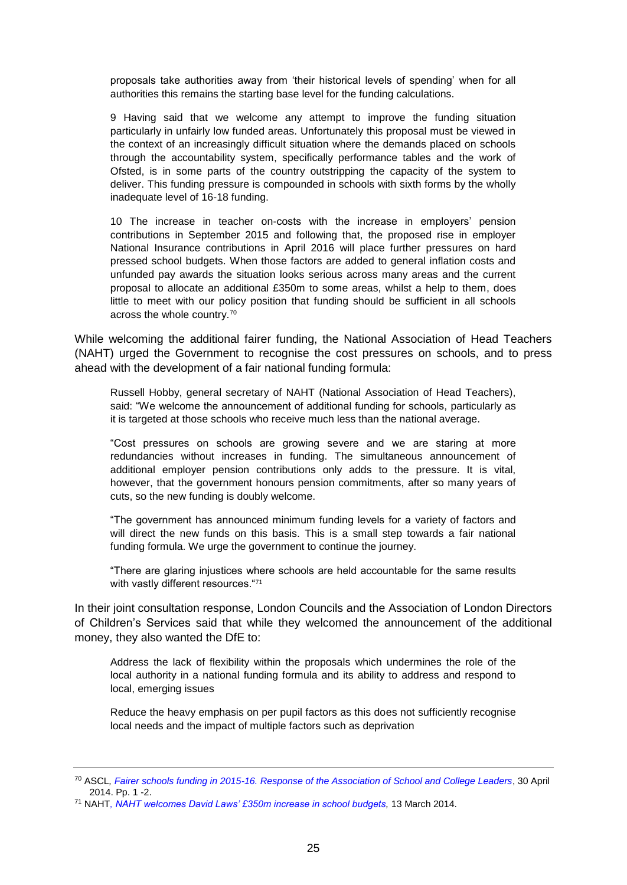> proposals take authorities away from 'their historical levels of spending' when for all authorities this remains the starting base level for the funding calculations.
>
> 9 Having said that we welcome any attempt to improve the funding situation particularly in unfairly low funded areas. Unfortunately this proposal must be viewed in the context of an increasingly difficult situation where the demands placed on schools through the accountability system, specifically performance tables and the work of Ofsted, is in some parts of the country outstripping the capacity of the system to deliver. This funding pressure is compounded in schools with sixth forms by the wholly inadequate level of 16-18 funding.
>
> 10 The increase in teacher on-costs with the increase in employers' pension contributions in September 2015 and following that, the proposed rise in employer National Insurance contributions in April 2016 will place further pressures on hard pressed school budgets. When those factors are added to general inflation costs and unfunded pay awards the situation looks serious across many areas and the current proposal to allocate an additional £350m to some areas, whilst a help to them, does little to meet with our policy position that funding should be sufficient in all schools across the whole country.[70]

While welcoming the additional fairer funding, the National Association of Head Teachers (NAHT) urged the Government to recognise the cost pressures on schools, and to press ahead with the development of a fair national funding formula:

> Russell Hobby, general secretary of NAHT (National Association of Head Teachers), said: "We welcome the announcement of additional funding for schools, particularly as it is targeted at those schools who receive much less than the national average.
>
> "Cost pressures on schools are growing severe and we are staring at more redundancies without increases in funding. The simultaneous announcement of additional employer pension contributions only adds to the pressure. It is vital, however, that the government honours pension commitments, after so many years of cuts, so the new funding is doubly welcome.
>
> "The government has announced minimum funding levels for a variety of factors and will direct the new funds on this basis. This is a small step towards a fair national funding formula. We urge the government to continue the journey.
>
> "There are glaring injustices where schools are held accountable for the same results with vastly different resources."[71]

In their joint consultation response, London Councils and the Association of London Directors of Children's Services said that while they welcomed the announcement of the additional money, they also wanted the DfE to:

> Address the lack of flexibility within the proposals which undermines the role of the local authority in a national funding formula and its ability to address and respond to local, emerging issues
>
> Reduce the heavy emphasis on per pupil factors as this does not sufficiently recognise local needs and the impact of multiple factors such as deprivation

---

[70] ASCL, *Fairer schools funding in 2015-16. Response of the Association of School and College Leaders*, 30 April 2014. Pp. 1 -2.

[71] NAHT, *NAHT welcomes David Laws' £350m increase in school budgets,* 13 March 2014.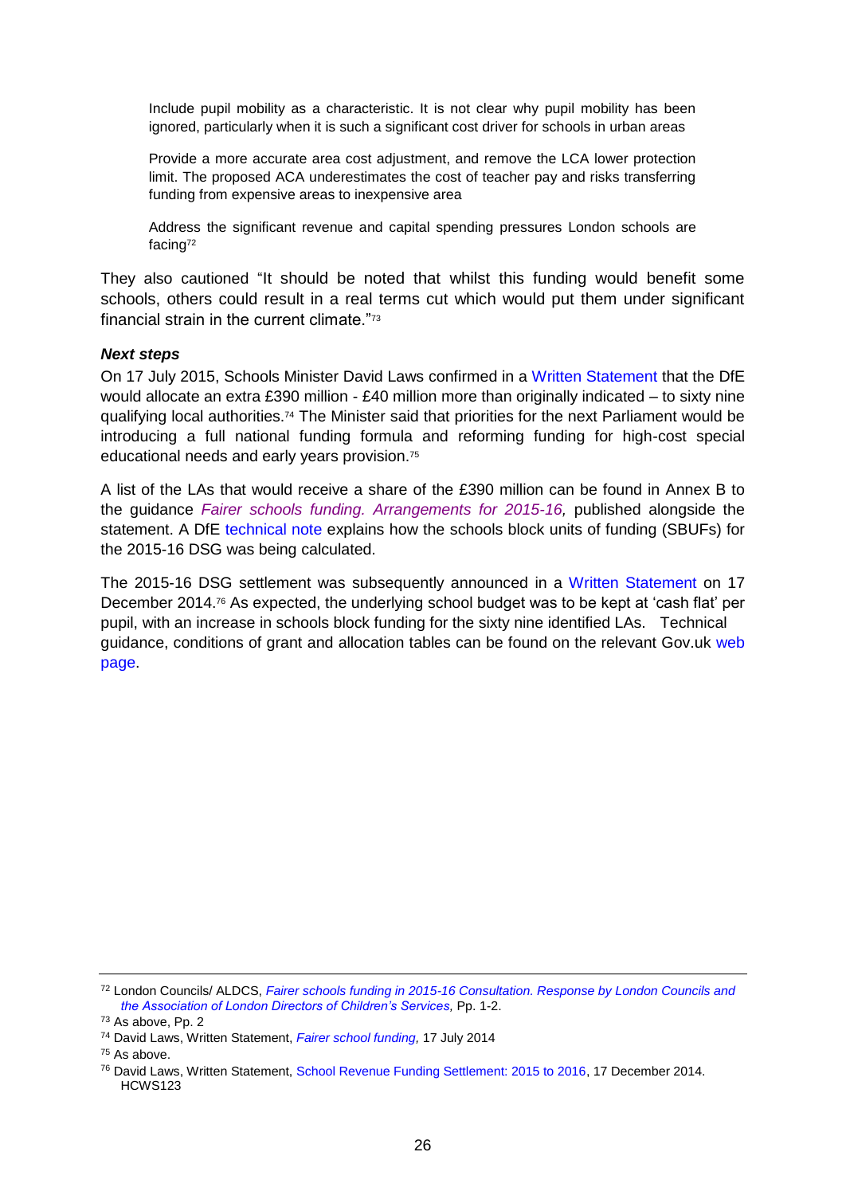Include pupil mobility as a characteristic. It is not clear why pupil mobility has been ignored, particularly when it is such a significant cost driver for schools in urban areas

Provide a more accurate area cost adjustment, and remove the LCA lower protection limit. The proposed ACA underestimates the cost of teacher pay and risks transferring funding from expensive areas to inexpensive area

Address the significant revenue and capital spending pressures London schools are facing[72]

They also cautioned "It should be noted that whilst this funding would benefit some schools, others could result in a real terms cut which would put them under significant financial strain in the current climate."[73]

***Next steps***

On 17 July 2015, Schools Minister David Laws confirmed in a Written Statement that the DfE would allocate an extra £390 million - £40 million more than originally indicated – to sixty nine qualifying local authorities.[74] The Minister said that priorities for the next Parliament would be introducing a full national funding formula and reforming funding for high-cost special educational needs and early years provision.[75]

A list of the LAs that would receive a share of the £390 million can be found in Annex B to the guidance *Fairer schools funding. Arrangements for 2015-16,* published alongside the statement. A DfE technical note explains how the schools block units of funding (SBUFs) for the 2015-16 DSG was being calculated.

The 2015-16 DSG settlement was subsequently announced in a Written Statement on 17 December 2014.[76] As expected, the underlying school budget was to be kept at 'cash flat' per pupil, with an increase in schools block funding for the sixty nine identified LAs. Technical guidance, conditions of grant and allocation tables can be found on the relevant Gov.uk web page.

---

[72] London Councils/ ALDCS, *Fairer schools funding in 2015-16 Consultation. Response by London Councils and the Association of London Directors of Children's Services,* Pp. 1-2.

[73] As above, Pp. 2

[74] David Laws, Written Statement, *Fairer school funding,* 17 July 2014

[75] As above.

[76] David Laws, Written Statement, School Revenue Funding Settlement: 2015 to 2016, 17 December 2014. HCWS123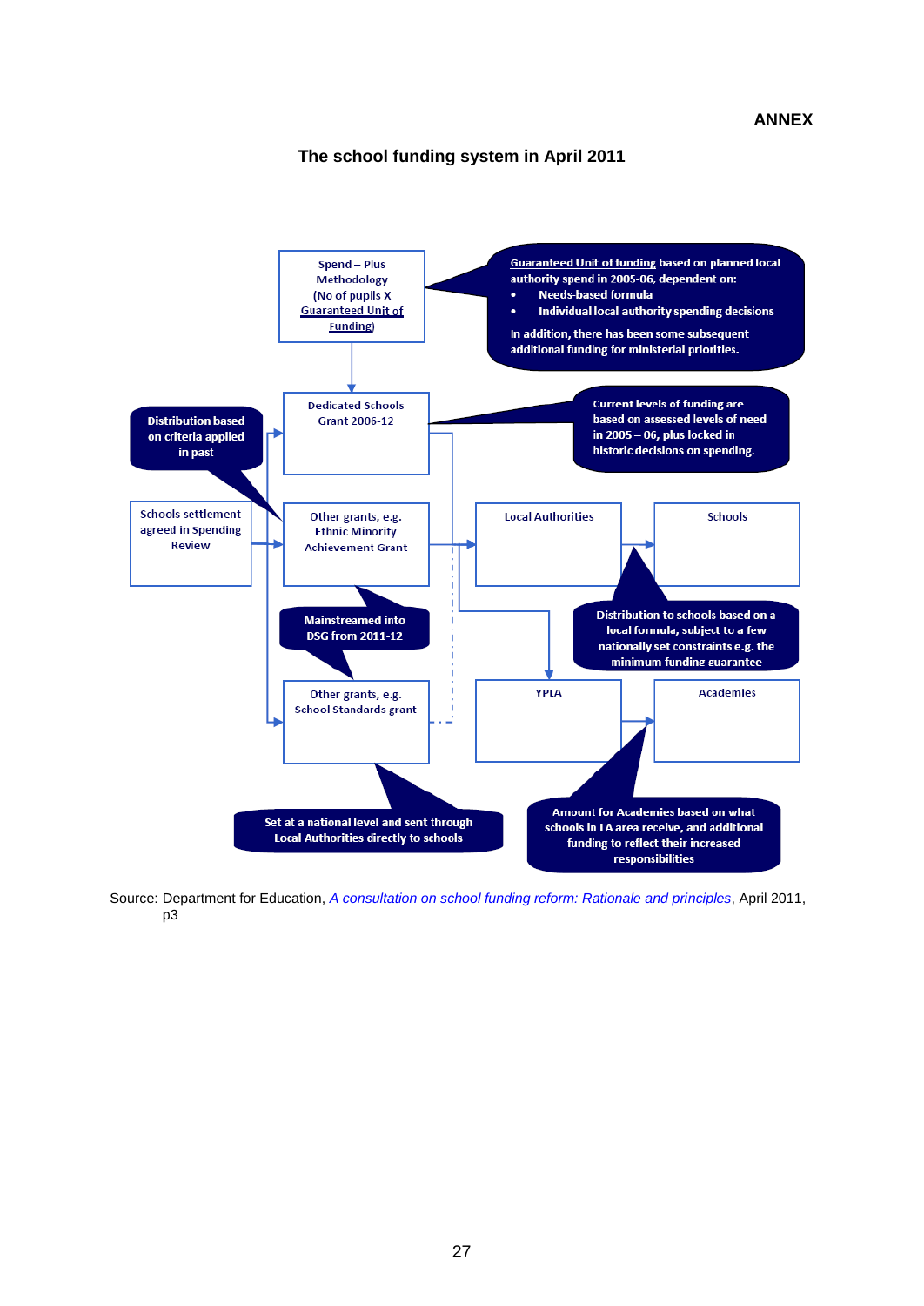**ANNEX**

## The school funding system in April 2011

Spend – Plus Methodology (No of pupils X Guaranteed Unit of Funding)

Guaranteed Unit of funding based on planned local authority spend in 2005-06, dependent on:
- Needs-based formula
- Individual local authority spending decisions

In addition, there has been some subsequent additional funding for ministerial priorities.

Dedicated Schools Grant 2006-12

Current levels of funding are based on assessed levels of need in 2005 – 06, plus locked in historic decisions on spending.

Distribution based on criteria applied in past

Schools settlement agreed in Spending Review

Other grants, e.g. Ethnic Minority Achievement Grant

Local Authorities

Schools

Mainstreamed into DSG from 2011-12

Distribution to schools based on a local formula, subject to a few nationally set constraints e.g. the minimum funding guarantee

Other grants, e.g. School Standards grant

YPLA

Academies

Set at a national level and sent through Local Authorities directly to schools

Amount for Academies based on what schools in LA area receive, and additional funding to reflect their increased responsibilities

Source: Department for Education, *A consultation on school funding reform: Rationale and principles*, April 2011, p3